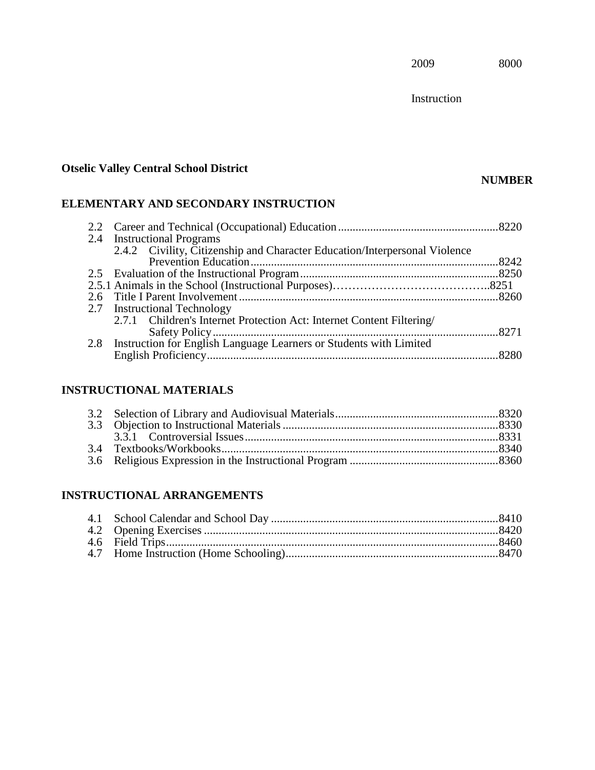2009 8000

Instruction

**Otselic Valley Central School District**

**NUMBER**

## ELEMENTARY AND SECONDARY INSTRUCTION

2.2 Career and Technical (Occupational) Education.......................................................8220
2.4 Instructional Programs
  2.4.2 Civility, Citizenship and Character Education/Interpersonal Violence Prevention Education.....................................................................................8242
2.5 Evaluation of the Instructional Program...................................................................8250
2.5.1 Animals in the School (Instructional Purposes)…………………………………..8251
2.6 Title I Parent Involvement.........................................................................................8260
2.7 Instructional Technology
  2.7.1 Children's Internet Protection Act: Internet Content Filtering/ Safety Policy.................................................................................................8271
2.8 Instruction for English Language Learners or Students with Limited English Proficiency....................................................................................................8280

## INSTRUCTIONAL MATERIALS

3.2 Selection of Library and Audiovisual Materials........................................................8320
3.3 Objection to Instructional Materials.........................................................................8330
  3.3.1 Controversial Issues......................................................................................8331
3.4 Textbooks/Workbooks..............................................................................................8340
3.6 Religious Expression in the Instructional Program ..................................................8360

## INSTRUCTIONAL ARRANGEMENTS

4.1 School Calendar and School Day .............................................................................8410
4.2 Opening Exercises ....................................................................................................8420
4.6 Field Trips.................................................................................................................8460
4.7 Home Instruction (Home Schooling)........................................................................8470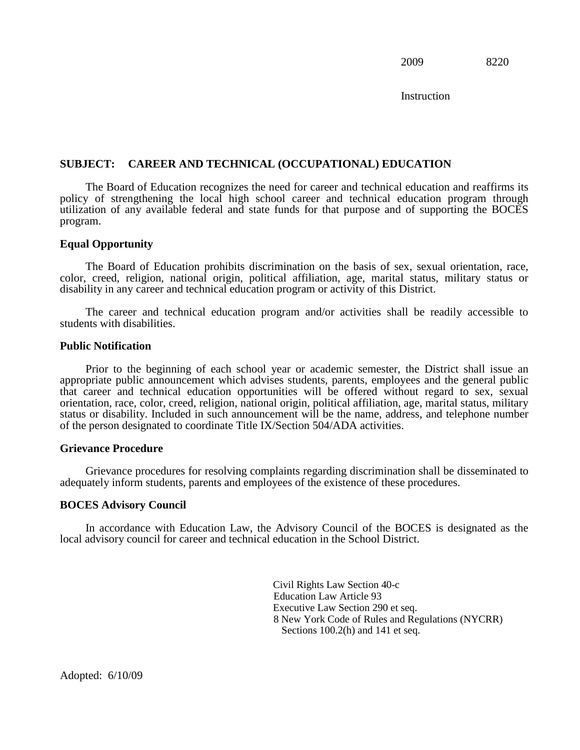2009 8220

Instruction

**SUBJECT: CAREER AND TECHNICAL (OCCUPATIONAL) EDUCATION**

The Board of Education recognizes the need for career and technical education and reaffirms its policy of strengthening the local high school career and technical education program through utilization of any available federal and state funds for that purpose and of supporting the BOCES program.

**Equal Opportunity**

The Board of Education prohibits discrimination on the basis of sex, sexual orientation, race, color, creed, religion, national origin, political affiliation, age, marital status, military status or disability in any career and technical education program or activity of this District.

The career and technical education program and/or activities shall be readily accessible to students with disabilities.

**Public Notification**

Prior to the beginning of each school year or academic semester, the District shall issue an appropriate public announcement which advises students, parents, employees and the general public that career and technical education opportunities will be offered without regard to sex, sexual orientation, race, color, creed, religion, national origin, political affiliation, age, marital status, military status or disability. Included in such announcement will be the name, address, and telephone number of the person designated to coordinate Title IX/Section 504/ADA activities.

**Grievance Procedure**

Grievance procedures for resolving complaints regarding discrimination shall be disseminated to adequately inform students, parents and employees of the existence of these procedures.

**BOCES Advisory Council**

In accordance with Education Law, the Advisory Council of the BOCES is designated as the local advisory council for career and technical education in the School District.

Civil Rights Law Section 40-c
Education Law Article 93
Executive Law Section 290 et seq.
8 New York Code of Rules and Regulations (NYCRR)
Sections 100.2(h) and 141 et seq.

Adopted: 6/10/09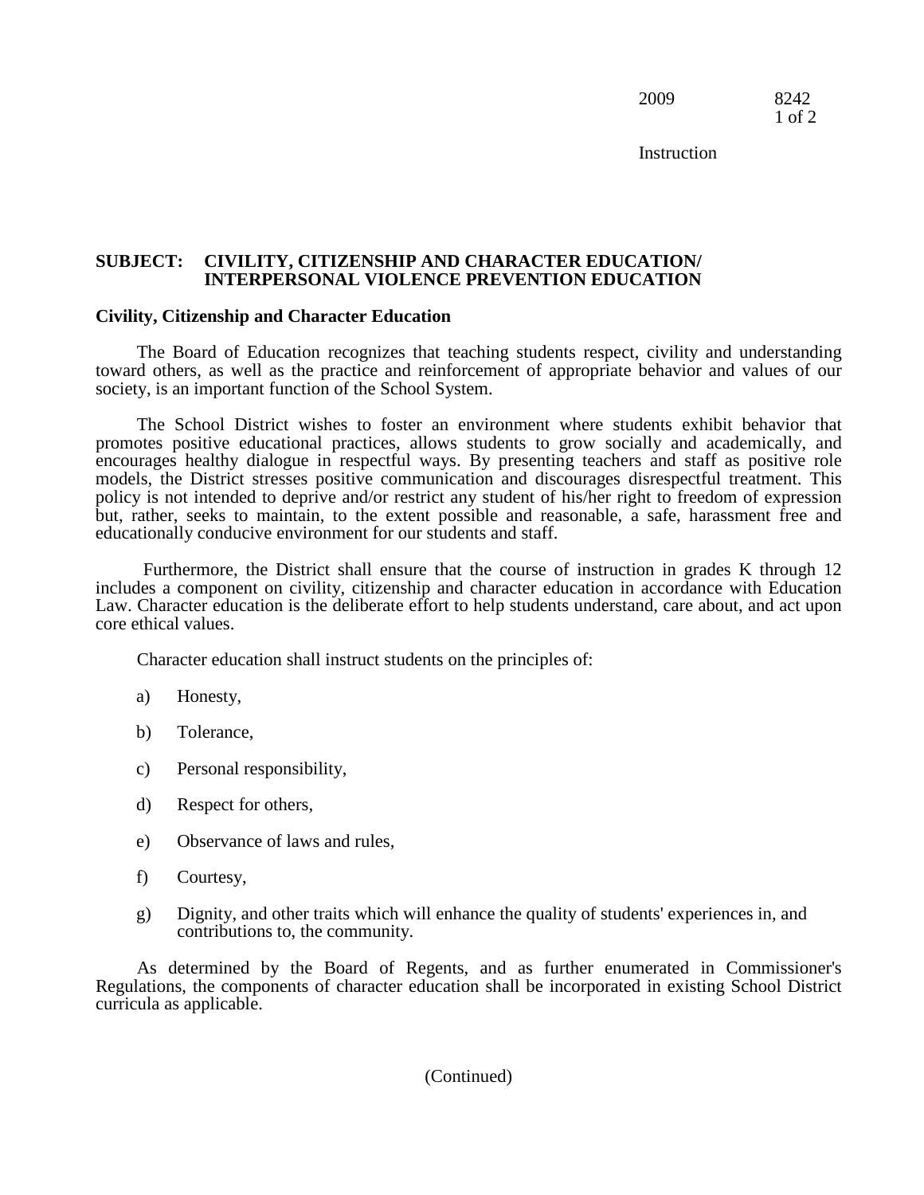**SUBJECT: CIVILITY, CITIZENSHIP AND CHARACTER EDUCATION/ INTERPERSONAL VIOLENCE PREVENTION EDUCATION**

**Civility, Citizenship and Character Education**

The Board of Education recognizes that teaching students respect, civility and understanding toward others, as well as the practice and reinforcement of appropriate behavior and values of our society, is an important function of the School System.

The School District wishes to foster an environment where students exhibit behavior that promotes positive educational practices, allows students to grow socially and academically, and encourages healthy dialogue in respectful ways. By presenting teachers and staff as positive role models, the District stresses positive communication and discourages disrespectful treatment. This policy is not intended to deprive and/or restrict any student of his/her right to freedom of expression but, rather, seeks to maintain, to the extent possible and reasonable, a safe, harassment free and educationally conducive environment for our students and staff.

Furthermore, the District shall ensure that the course of instruction in grades K through 12 includes a component on civility, citizenship and character education in accordance with Education Law. Character education is the deliberate effort to help students understand, care about, and act upon core ethical values.

Character education shall instruct students on the principles of:

a) Honesty,

b) Tolerance,

c) Personal responsibility,

d) Respect for others,

e) Observance of laws and rules,

f) Courtesy,

g) Dignity, and other traits which will enhance the quality of students' experiences in, and contributions to, the community.

As determined by the Board of Regents, and as further enumerated in Commissioner's Regulations, the components of character education shall be incorporated in existing School District curricula as applicable.

(Continued)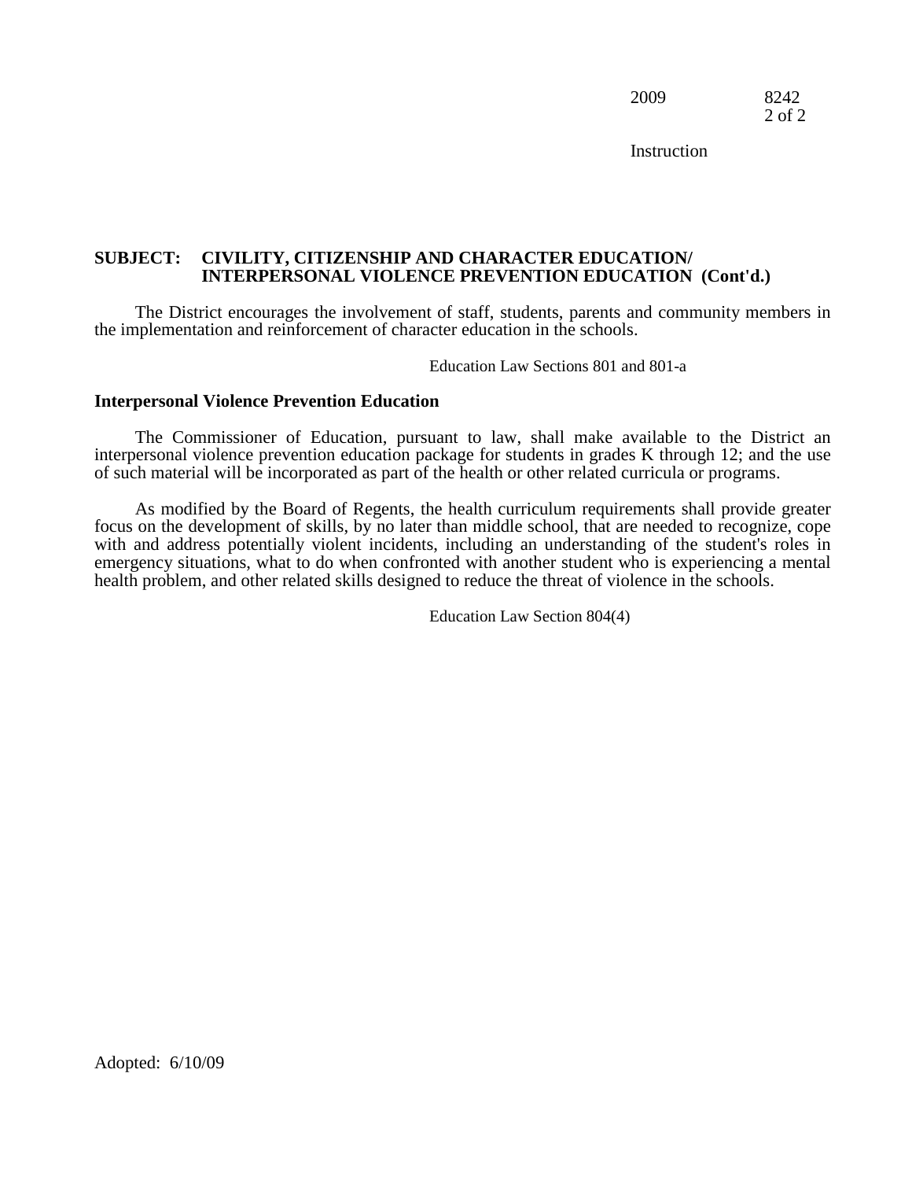**SUBJECT: CIVILITY, CITIZENSHIP AND CHARACTER EDUCATION/ INTERPERSONAL VIOLENCE PREVENTION EDUCATION (Cont'd.)**

The District encourages the involvement of staff, students, parents and community members in the implementation and reinforcement of character education in the schools.

Education Law Sections 801 and 801-a

### Interpersonal Violence Prevention Education

The Commissioner of Education, pursuant to law, shall make available to the District an interpersonal violence prevention education package for students in grades K through 12; and the use of such material will be incorporated as part of the health or other related curricula or programs.

As modified by the Board of Regents, the health curriculum requirements shall provide greater focus on the development of skills, by no later than middle school, that are needed to recognize, cope with and address potentially violent incidents, including an understanding of the student's roles in emergency situations, what to do when confronted with another student who is experiencing a mental health problem, and other related skills designed to reduce the threat of violence in the schools.

Education Law Section 804(4)

Adopted: 6/10/09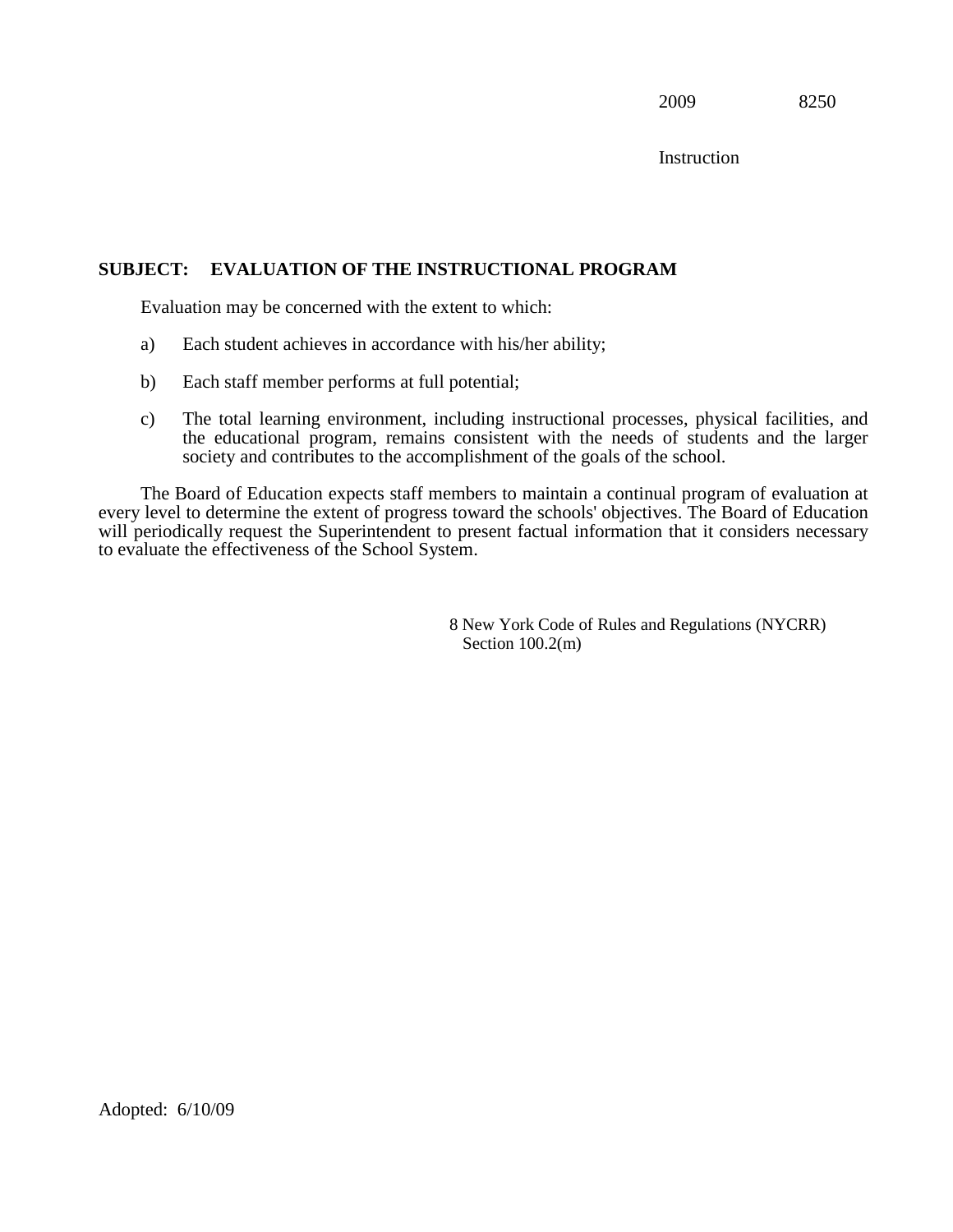2009 8250

Instruction

**SUBJECT: EVALUATION OF THE INSTRUCTIONAL PROGRAM**

Evaluation may be concerned with the extent to which:

a) Each student achieves in accordance with his/her ability;

b) Each staff member performs at full potential;

c) The total learning environment, including instructional processes, physical facilities, and the educational program, remains consistent with the needs of students and the larger society and contributes to the accomplishment of the goals of the school.

The Board of Education expects staff members to maintain a continual program of evaluation at every level to determine the extent of progress toward the schools' objectives. The Board of Education will periodically request the Superintendent to present factual information that it considers necessary to evaluate the effectiveness of the School System.

8 New York Code of Rules and Regulations (NYCRR)
Section 100.2(m)

Adopted: 6/10/09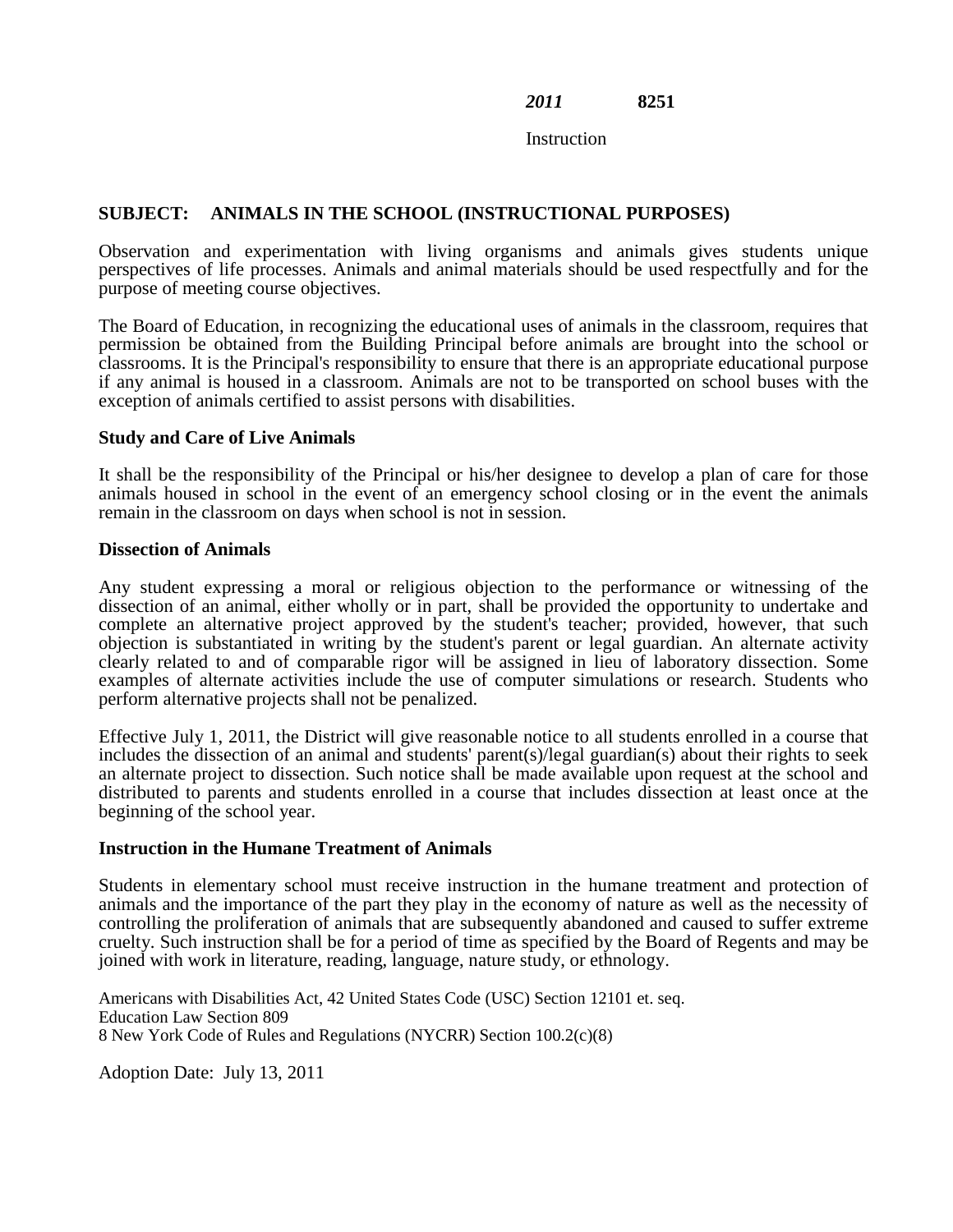*2011* **8251**

Instruction

## SUBJECT: ANIMALS IN THE SCHOOL (INSTRUCTIONAL PURPOSES)

Observation and experimentation with living organisms and animals gives students unique perspectives of life processes. Animals and animal materials should be used respectfully and for the purpose of meeting course objectives.

The Board of Education, in recognizing the educational uses of animals in the classroom, requires that permission be obtained from the Building Principal before animals are brought into the school or classrooms. It is the Principal's responsibility to ensure that there is an appropriate educational purpose if any animal is housed in a classroom. Animals are not to be transported on school buses with the exception of animals certified to assist persons with disabilities.

### Study and Care of Live Animals

It shall be the responsibility of the Principal or his/her designee to develop a plan of care for those animals housed in school in the event of an emergency school closing or in the event the animals remain in the classroom on days when school is not in session.

### Dissection of Animals

Any student expressing a moral or religious objection to the performance or witnessing of the dissection of an animal, either wholly or in part, shall be provided the opportunity to undertake and complete an alternative project approved by the student's teacher; provided, however, that such objection is substantiated in writing by the student's parent or legal guardian. An alternate activity clearly related to and of comparable rigor will be assigned in lieu of laboratory dissection. Some examples of alternate activities include the use of computer simulations or research. Students who perform alternative projects shall not be penalized.

Effective July 1, 2011, the District will give reasonable notice to all students enrolled in a course that includes the dissection of an animal and students' parent(s)/legal guardian(s) about their rights to seek an alternate project to dissection. Such notice shall be made available upon request at the school and distributed to parents and students enrolled in a course that includes dissection at least once at the beginning of the school year.

### Instruction in the Humane Treatment of Animals

Students in elementary school must receive instruction in the humane treatment and protection of animals and the importance of the part they play in the economy of nature as well as the necessity of controlling the proliferation of animals that are subsequently abandoned and caused to suffer extreme cruelty. Such instruction shall be for a period of time as specified by the Board of Regents and may be joined with work in literature, reading, language, nature study, or ethnology.

Americans with Disabilities Act, 42 United States Code (USC) Section 12101 et. seq.
Education Law Section 809
8 New York Code of Rules and Regulations (NYCRR) Section 100.2(c)(8)

Adoption Date: July 13, 2011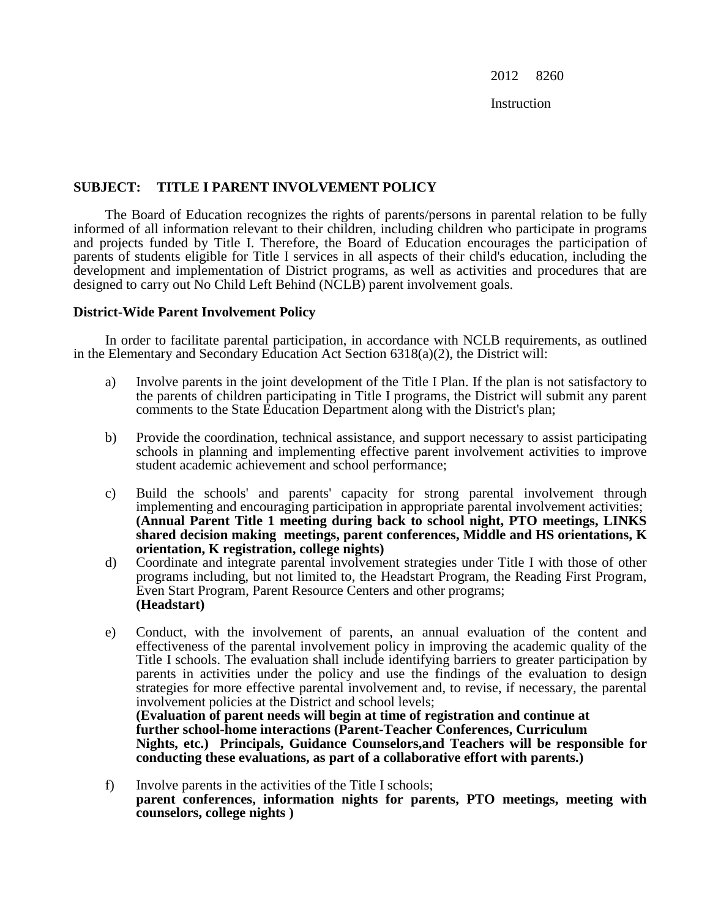2012 8260

Instruction

**SUBJECT: TITLE I PARENT INVOLVEMENT POLICY**

The Board of Education recognizes the rights of parents/persons in parental relation to be fully informed of all information relevant to their children, including children who participate in programs and projects funded by Title I. Therefore, the Board of Education encourages the participation of parents of students eligible for Title I services in all aspects of their child's education, including the development and implementation of District programs, as well as activities and procedures that are designed to carry out No Child Left Behind (NCLB) parent involvement goals.

**District-Wide Parent Involvement Policy**

In order to facilitate parental participation, in accordance with NCLB requirements, as outlined in the Elementary and Secondary Education Act Section 6318(a)(2), the District will:

a) Involve parents in the joint development of the Title I Plan. If the plan is not satisfactory to the parents of children participating in Title I programs, the District will submit any parent comments to the State Education Department along with the District's plan;

b) Provide the coordination, technical assistance, and support necessary to assist participating schools in planning and implementing effective parent involvement activities to improve student academic achievement and school performance;

c) Build the schools' and parents' capacity for strong parental involvement through implementing and encouraging participation in appropriate parental involvement activities; **(Annual Parent Title 1 meeting during back to school night, PTO meetings, LINKS shared decision making meetings, parent conferences, Middle and HS orientations, K orientation, K registration, college nights)**

d) Coordinate and integrate parental involvement strategies under Title I with those of other programs including, but not limited to, the Headstart Program, the Reading First Program, Even Start Program, Parent Resource Centers and other programs; **(Headstart)**

e) Conduct, with the involvement of parents, an annual evaluation of the content and effectiveness of the parental involvement policy in improving the academic quality of the Title I schools. The evaluation shall include identifying barriers to greater participation by parents in activities under the policy and use the findings of the evaluation to design strategies for more effective parental involvement and, to revise, if necessary, the parental involvement policies at the District and school levels; **(Evaluation of parent needs will begin at time of registration and continue at further school-home interactions (Parent-Teacher Conferences, Curriculum Nights, etc.) Principals, Guidance Counselors,and Teachers will be responsible for conducting these evaluations, as part of a collaborative effort with parents.)**

f) Involve parents in the activities of the Title I schools; **parent conferences, information nights for parents, PTO meetings, meeting with counselors, college nights )**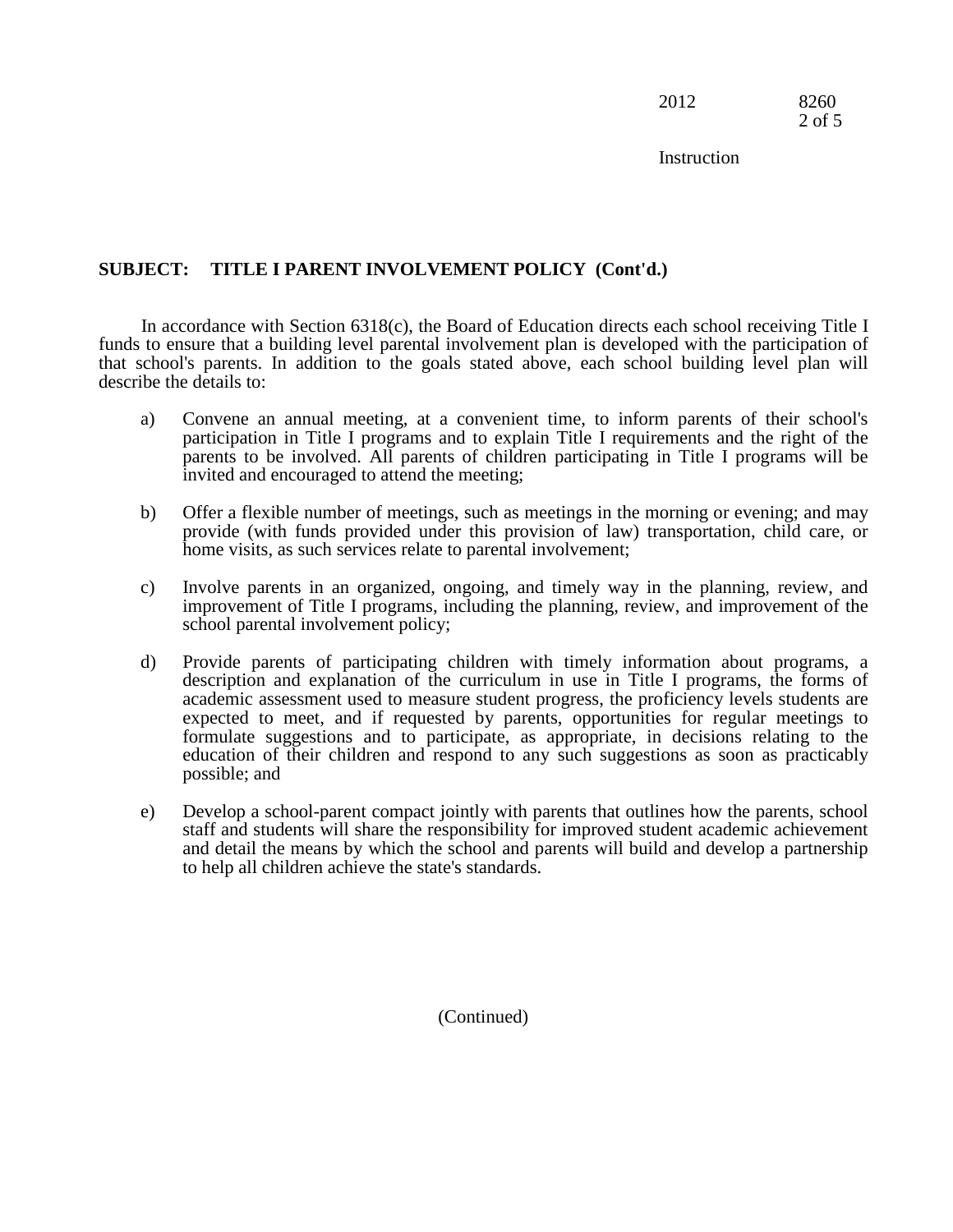**SUBJECT: TITLE I PARENT INVOLVEMENT POLICY (Cont'd.)**

In accordance with Section 6318(c), the Board of Education directs each school receiving Title I funds to ensure that a building level parental involvement plan is developed with the participation of that school's parents. In addition to the goals stated above, each school building level plan will describe the details to:

a) Convene an annual meeting, at a convenient time, to inform parents of their school's participation in Title I programs and to explain Title I requirements and the right of the parents to be involved. All parents of children participating in Title I programs will be invited and encouraged to attend the meeting;

b) Offer a flexible number of meetings, such as meetings in the morning or evening; and may provide (with funds provided under this provision of law) transportation, child care, or home visits, as such services relate to parental involvement;

c) Involve parents in an organized, ongoing, and timely way in the planning, review, and improvement of Title I programs, including the planning, review, and improvement of the school parental involvement policy;

d) Provide parents of participating children with timely information about programs, a description and explanation of the curriculum in use in Title I programs, the forms of academic assessment used to measure student progress, the proficiency levels students are expected to meet, and if requested by parents, opportunities for regular meetings to formulate suggestions and to participate, as appropriate, in decisions relating to the education of their children and respond to any such suggestions as soon as practicably possible; and

e) Develop a school-parent compact jointly with parents that outlines how the parents, school staff and students will share the responsibility for improved student academic achievement and detail the means by which the school and parents will build and develop a partnership to help all children achieve the state's standards.

(Continued)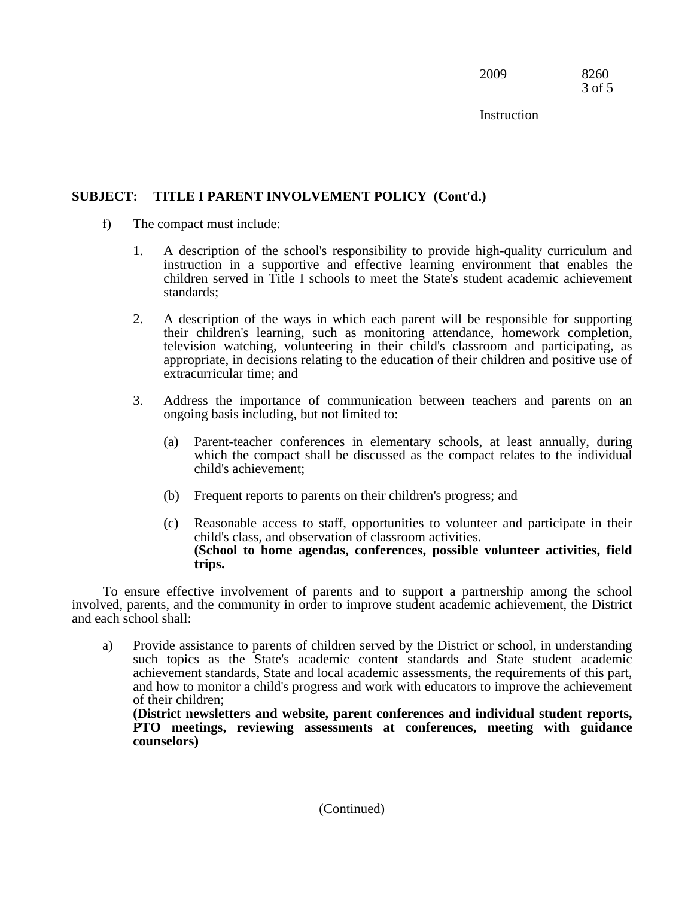**SUBJECT: TITLE I PARENT INVOLVEMENT POLICY (Cont'd.)**

f) The compact must include:

1. A description of the school's responsibility to provide high-quality curriculum and instruction in a supportive and effective learning environment that enables the children served in Title I schools to meet the State's student academic achievement standards;

2. A description of the ways in which each parent will be responsible for supporting their children's learning, such as monitoring attendance, homework completion, television watching, volunteering in their child's classroom and participating, as appropriate, in decisions relating to the education of their children and positive use of extracurricular time; and

3. Address the importance of communication between teachers and parents on an ongoing basis including, but not limited to:

   (a) Parent-teacher conferences in elementary schools, at least annually, during which the compact shall be discussed as the compact relates to the individual child's achievement;

   (b) Frequent reports to parents on their children's progress; and

   (c) Reasonable access to staff, opportunities to volunteer and participate in their child's class, and observation of classroom activities.
   **(School to home agendas, conferences, possible volunteer activities, field trips.**

To ensure effective involvement of parents and to support a partnership among the school involved, parents, and the community in order to improve student academic achievement, the District and each school shall:

a) Provide assistance to parents of children served by the District or school, in understanding such topics as the State's academic content standards and State student academic achievement standards, State and local academic assessments, the requirements of this part, and how to monitor a child's progress and work with educators to improve the achievement of their children;
**(District newsletters and website, parent conferences and individual student reports, PTO meetings, reviewing assessments at conferences, meeting with guidance counselors)**

(Continued)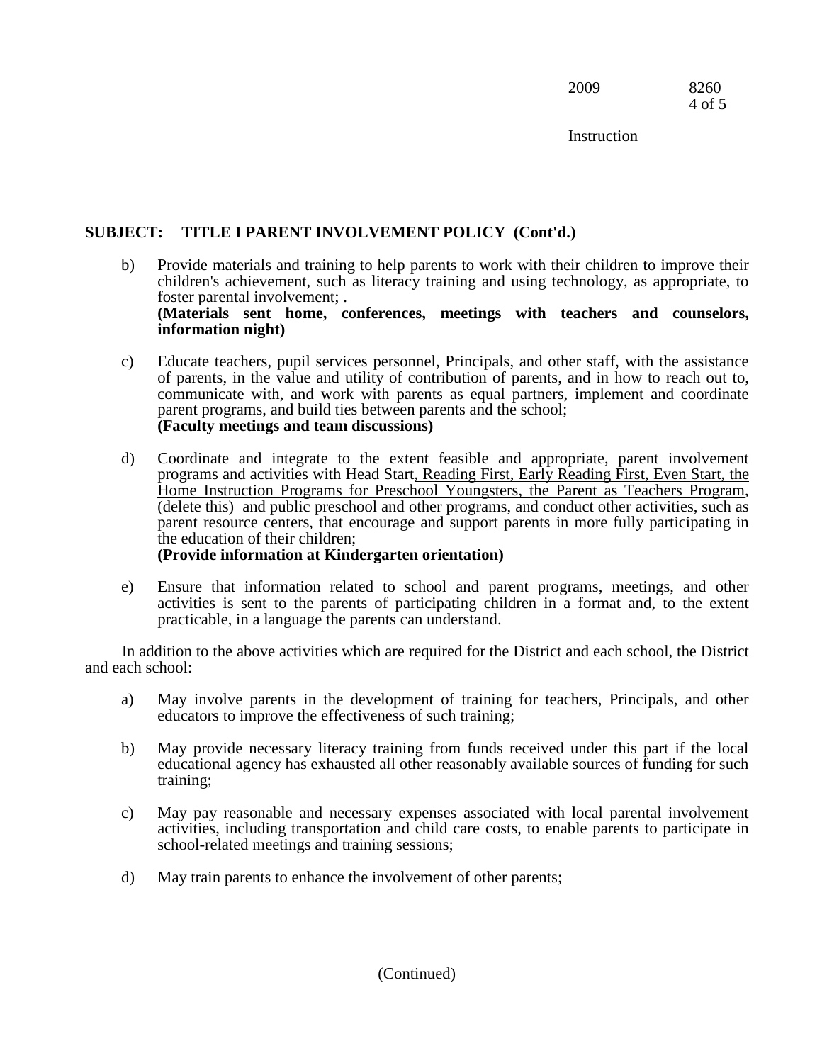**SUBJECT: TITLE I PARENT INVOLVEMENT POLICY (Cont'd.)**

b) Provide materials and training to help parents to work with their children to improve their children's achievement, such as literacy training and using technology, as appropriate, to foster parental involvement; .
**(Materials sent home, conferences, meetings with teachers and counselors, information night)**

c) Educate teachers, pupil services personnel, Principals, and other staff, with the assistance of parents, in the value and utility of contribution of parents, and in how to reach out to, communicate with, and work with parents as equal partners, implement and coordinate parent programs, and build ties between parents and the school;
**(Faculty meetings and team discussions)**

d) Coordinate and integrate to the extent feasible and appropriate, parent involvement programs and activities with Head Start<u>, Reading First, Early Reading First, Even Start, the Home Instruction Programs for Preschool Youngsters, the Parent as Teachers Program</u>, (delete this) and public preschool and other programs, and conduct other activities, such as parent resource centers, that encourage and support parents in more fully participating in the education of their children;
**(Provide information at Kindergarten orientation)**

e) Ensure that information related to school and parent programs, meetings, and other activities is sent to the parents of participating children in a format and, to the extent practicable, in a language the parents can understand.

In addition to the above activities which are required for the District and each school, the District and each school:

a) May involve parents in the development of training for teachers, Principals, and other educators to improve the effectiveness of such training;

b) May provide necessary literacy training from funds received under this part if the local educational agency has exhausted all other reasonably available sources of funding for such training;

c) May pay reasonable and necessary expenses associated with local parental involvement activities, including transportation and child care costs, to enable parents to participate in school-related meetings and training sessions;

d) May train parents to enhance the involvement of other parents;

(Continued)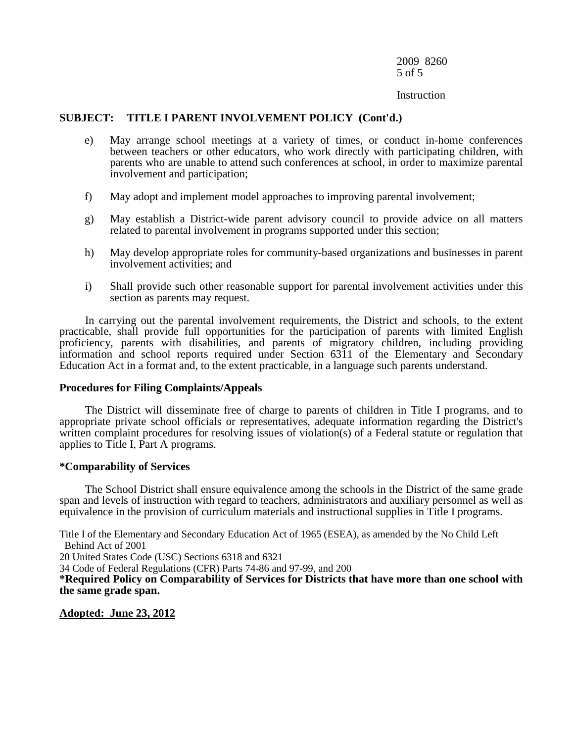**SUBJECT: TITLE I PARENT INVOLVEMENT POLICY (Cont'd.)**

e) May arrange school meetings at a variety of times, or conduct in-home conferences between teachers or other educators, who work directly with participating children, with parents who are unable to attend such conferences at school, in order to maximize parental involvement and participation;

f) May adopt and implement model approaches to improving parental involvement;

g) May establish a District-wide parent advisory council to provide advice on all matters related to parental involvement in programs supported under this section;

h) May develop appropriate roles for community-based organizations and businesses in parent involvement activities; and

i) Shall provide such other reasonable support for parental involvement activities under this section as parents may request.

In carrying out the parental involvement requirements, the District and schools, to the extent practicable, shall provide full opportunities for the participation of parents with limited English proficiency, parents with disabilities, and parents of migratory children, including providing information and school reports required under Section 6311 of the Elementary and Secondary Education Act in a format and, to the extent practicable, in a language such parents understand.

**Procedures for Filing Complaints/Appeals**

The District will disseminate free of charge to parents of children in Title I programs, and to appropriate private school officials or representatives, adequate information regarding the District's written complaint procedures for resolving issues of violation(s) of a Federal statute or regulation that applies to Title I, Part A programs.

***Comparability of Services**

The School District shall ensure equivalence among the schools in the District of the same grade span and levels of instruction with regard to teachers, administrators and auxiliary personnel as well as equivalence in the provision of curriculum materials and instructional supplies in Title I programs.

Title I of the Elementary and Secondary Education Act of 1965 (ESEA), as amended by the No Child Left Behind Act of 2001
20 United States Code (USC) Sections 6318 and 6321
34 Code of Federal Regulations (CFR) Parts 74-86 and 97-99, and 200
***Required Policy on Comparability of Services for Districts that have more than one school with the same grade span.**

**Adopted: June 23, 2012**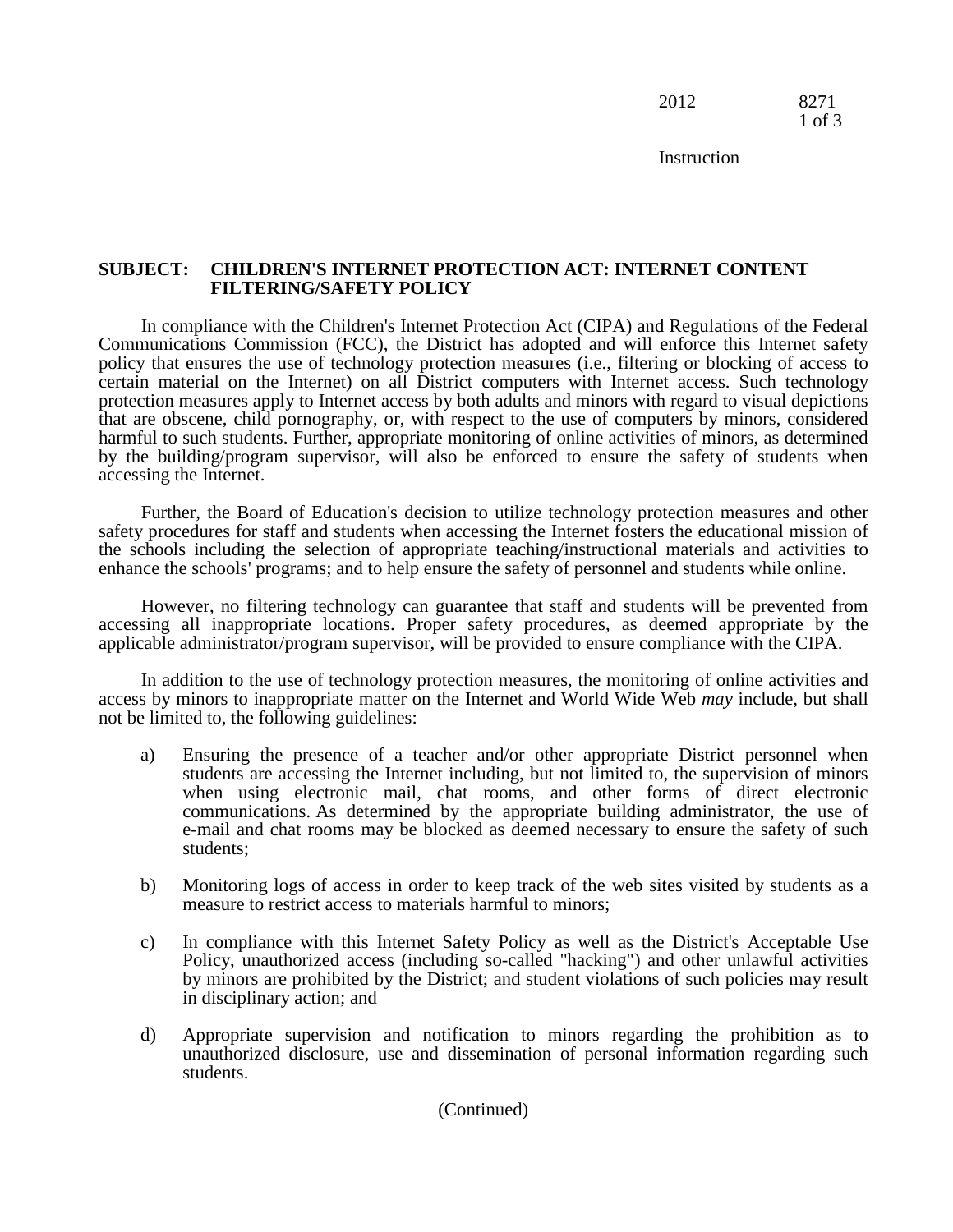**SUBJECT: CHILDREN'S INTERNET PROTECTION ACT: INTERNET CONTENT FILTERING/SAFETY POLICY**

In compliance with the Children's Internet Protection Act (CIPA) and Regulations of the Federal Communications Commission (FCC), the District has adopted and will enforce this Internet safety policy that ensures the use of technology protection measures (i.e., filtering or blocking of access to certain material on the Internet) on all District computers with Internet access. Such technology protection measures apply to Internet access by both adults and minors with regard to visual depictions that are obscene, child pornography, or, with respect to the use of computers by minors, considered harmful to such students. Further, appropriate monitoring of online activities of minors, as determined by the building/program supervisor, will also be enforced to ensure the safety of students when accessing the Internet.

Further, the Board of Education's decision to utilize technology protection measures and other safety procedures for staff and students when accessing the Internet fosters the educational mission of the schools including the selection of appropriate teaching/instructional materials and activities to enhance the schools' programs; and to help ensure the safety of personnel and students while online.

However, no filtering technology can guarantee that staff and students will be prevented from accessing all inappropriate locations. Proper safety procedures, as deemed appropriate by the applicable administrator/program supervisor, will be provided to ensure compliance with the CIPA.

In addition to the use of technology protection measures, the monitoring of online activities and access by minors to inappropriate matter on the Internet and World Wide Web *may* include, but shall not be limited to, the following guidelines:

a) Ensuring the presence of a teacher and/or other appropriate District personnel when students are accessing the Internet including, but not limited to, the supervision of minors when using electronic mail, chat rooms, and other forms of direct electronic communications. As determined by the appropriate building administrator, the use of e-mail and chat rooms may be blocked as deemed necessary to ensure the safety of such students;

b) Monitoring logs of access in order to keep track of the web sites visited by students as a measure to restrict access to materials harmful to minors;

c) In compliance with this Internet Safety Policy as well as the District's Acceptable Use Policy, unauthorized access (including so-called "hacking") and other unlawful activities by minors are prohibited by the District; and student violations of such policies may result in disciplinary action; and

d) Appropriate supervision and notification to minors regarding the prohibition as to unauthorized disclosure, use and dissemination of personal information regarding such students.

(Continued)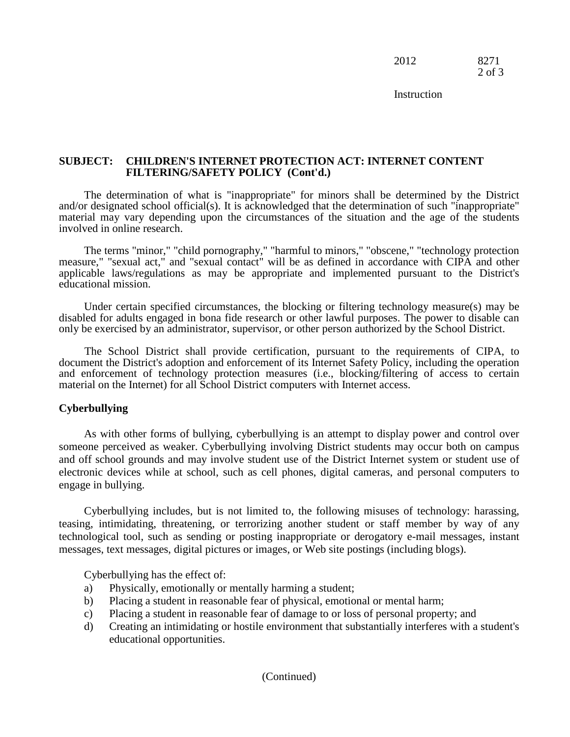**SUBJECT: CHILDREN'S INTERNET PROTECTION ACT: INTERNET CONTENT FILTERING/SAFETY POLICY (Cont'd.)**

The determination of what is "inappropriate" for minors shall be determined by the District and/or designated school official(s). It is acknowledged that the determination of such "inappropriate" material may vary depending upon the circumstances of the situation and the age of the students involved in online research.

The terms "minor," "child pornography," "harmful to minors," "obscene," "technology protection measure," "sexual act," and "sexual contact" will be as defined in accordance with CIPA and other applicable laws/regulations as may be appropriate and implemented pursuant to the District's educational mission.

Under certain specified circumstances, the blocking or filtering technology measure(s) may be disabled for adults engaged in bona fide research or other lawful purposes. The power to disable can only be exercised by an administrator, supervisor, or other person authorized by the School District.

The School District shall provide certification, pursuant to the requirements of CIPA, to document the District's adoption and enforcement of its Internet Safety Policy, including the operation and enforcement of technology protection measures (i.e., blocking/filtering of access to certain material on the Internet) for all School District computers with Internet access.

**Cyberbullying**

As with other forms of bullying, cyberbullying is an attempt to display power and control over someone perceived as weaker. Cyberbullying involving District students may occur both on campus and off school grounds and may involve student use of the District Internet system or student use of electronic devices while at school, such as cell phones, digital cameras, and personal computers to engage in bullying.

Cyberbullying includes, but is not limited to, the following misuses of technology: harassing, teasing, intimidating, threatening, or terrorizing another student or staff member by way of any technological tool, such as sending or posting inappropriate or derogatory e-mail messages, instant messages, text messages, digital pictures or images, or Web site postings (including blogs).

Cyberbullying has the effect of:

a) Physically, emotionally or mentally harming a student;
b) Placing a student in reasonable fear of physical, emotional or mental harm;
c) Placing a student in reasonable fear of damage to or loss of personal property; and
d) Creating an intimidating or hostile environment that substantially interferes with a student's educational opportunities.

(Continued)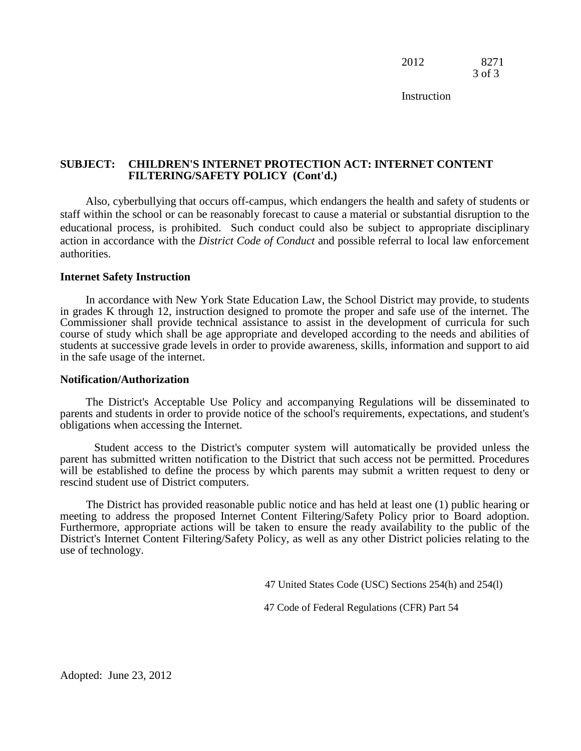**SUBJECT: CHILDREN'S INTERNET PROTECTION ACT: INTERNET CONTENT FILTERING/SAFETY POLICY (Cont'd.)**

Also, cyberbullying that occurs off-campus, which endangers the health and safety of students or staff within the school or can be reasonably forecast to cause a material or substantial disruption to the educational process, is prohibited. Such conduct could also be subject to appropriate disciplinary action in accordance with the *District Code of Conduct* and possible referral to local law enforcement authorities.

**Internet Safety Instruction**

In accordance with New York State Education Law, the School District may provide, to students in grades K through 12, instruction designed to promote the proper and safe use of the internet. The Commissioner shall provide technical assistance to assist in the development of curricula for such course of study which shall be age appropriate and developed according to the needs and abilities of students at successive grade levels in order to provide awareness, skills, information and support to aid in the safe usage of the internet.

**Notification/Authorization**

The District's Acceptable Use Policy and accompanying Regulations will be disseminated to parents and students in order to provide notice of the school's requirements, expectations, and student's obligations when accessing the Internet.

Student access to the District's computer system will automatically be provided unless the parent has submitted written notification to the District that such access not be permitted. Procedures will be established to define the process by which parents may submit a written request to deny or rescind student use of District computers.

The District has provided reasonable public notice and has held at least one (1) public hearing or meeting to address the proposed Internet Content Filtering/Safety Policy prior to Board adoption. Furthermore, appropriate actions will be taken to ensure the ready availability to the public of the District's Internet Content Filtering/Safety Policy, as well as any other District policies relating to the use of technology.

47 United States Code (USC) Sections 254(h) and 254(l)

47 Code of Federal Regulations (CFR) Part 54

Adopted: June 23, 2012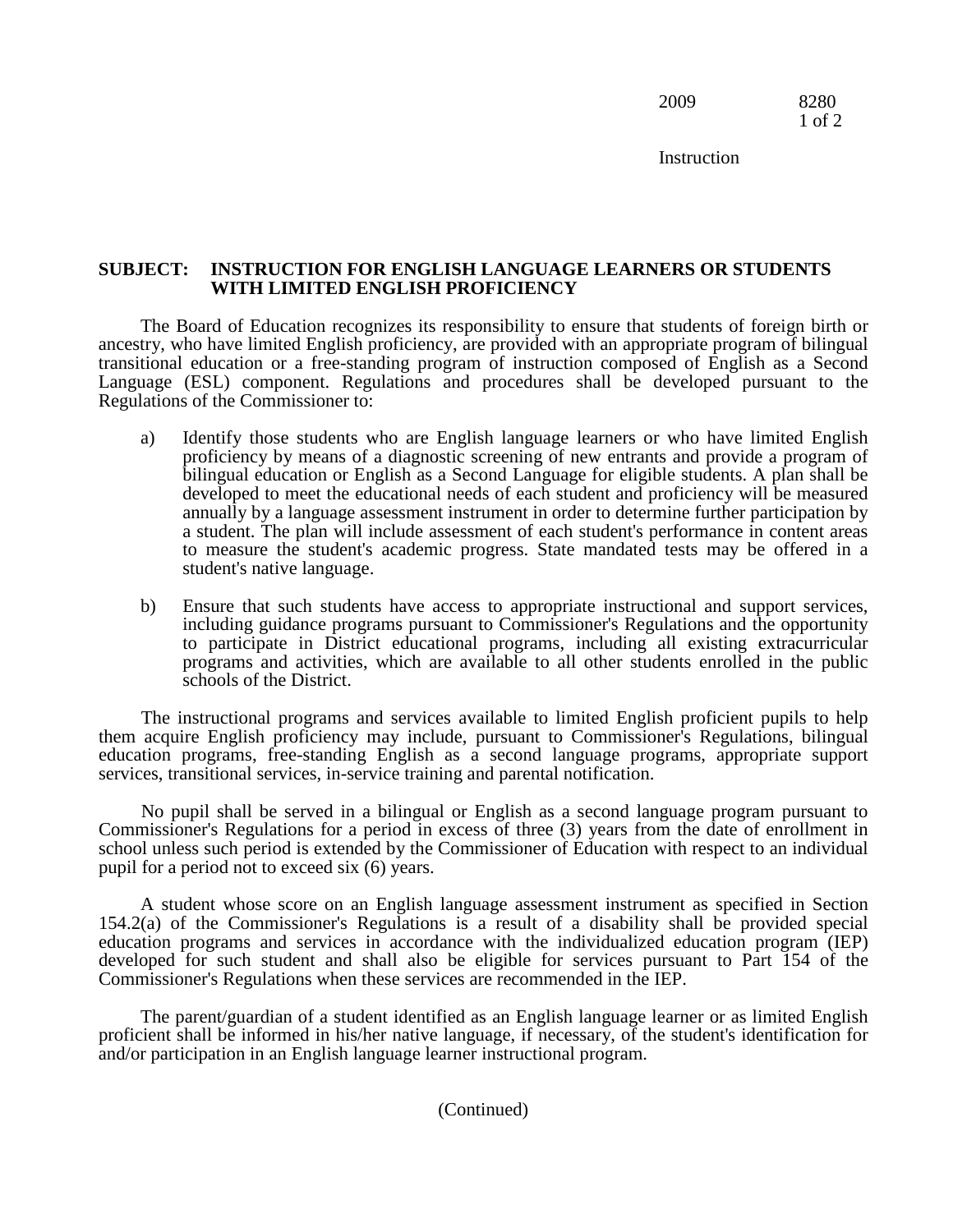## SUBJECT: INSTRUCTION FOR ENGLISH LANGUAGE LEARNERS OR STUDENTS WITH LIMITED ENGLISH PROFICIENCY

The Board of Education recognizes its responsibility to ensure that students of foreign birth or ancestry, who have limited English proficiency, are provided with an appropriate program of bilingual transitional education or a free-standing program of instruction composed of English as a Second Language (ESL) component. Regulations and procedures shall be developed pursuant to the Regulations of the Commissioner to:

a) Identify those students who are English language learners or who have limited English proficiency by means of a diagnostic screening of new entrants and provide a program of bilingual education or English as a Second Language for eligible students. A plan shall be developed to meet the educational needs of each student and proficiency will be measured annually by a language assessment instrument in order to determine further participation by a student. The plan will include assessment of each student's performance in content areas to measure the student's academic progress. State mandated tests may be offered in a student's native language.

b) Ensure that such students have access to appropriate instructional and support services, including guidance programs pursuant to Commissioner's Regulations and the opportunity to participate in District educational programs, including all existing extracurricular programs and activities, which are available to all other students enrolled in the public schools of the District.

The instructional programs and services available to limited English proficient pupils to help them acquire English proficiency may include, pursuant to Commissioner's Regulations, bilingual education programs, free-standing English as a second language programs, appropriate support services, transitional services, in-service training and parental notification.

No pupil shall be served in a bilingual or English as a second language program pursuant to Commissioner's Regulations for a period in excess of three (3) years from the date of enrollment in school unless such period is extended by the Commissioner of Education with respect to an individual pupil for a period not to exceed six (6) years.

A student whose score on an English language assessment instrument as specified in Section 154.2(a) of the Commissioner's Regulations is a result of a disability shall be provided special education programs and services in accordance with the individualized education program (IEP) developed for such student and shall also be eligible for services pursuant to Part 154 of the Commissioner's Regulations when these services are recommended in the IEP.

The parent/guardian of a student identified as an English language learner or as limited English proficient shall be informed in his/her native language, if necessary, of the student's identification for and/or participation in an English language learner instructional program.

(Continued)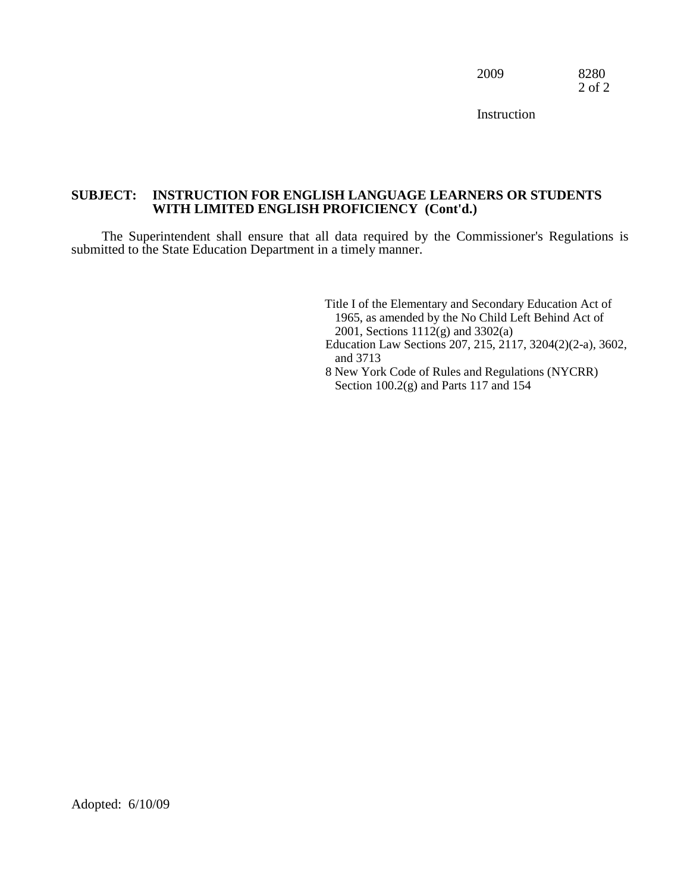**SUBJECT: INSTRUCTION FOR ENGLISH LANGUAGE LEARNERS OR STUDENTS WITH LIMITED ENGLISH PROFICIENCY (Cont'd.)**

The Superintendent shall ensure that all data required by the Commissioner's Regulations is submitted to the State Education Department in a timely manner.

Title I of the Elementary and Secondary Education Act of 1965, as amended by the No Child Left Behind Act of 2001, Sections 1112(g) and 3302(a)
Education Law Sections 207, 215, 2117, 3204(2)(2-a), 3602, and 3713
8 New York Code of Rules and Regulations (NYCRR) Section 100.2(g) and Parts 117 and 154

Adopted: 6/10/09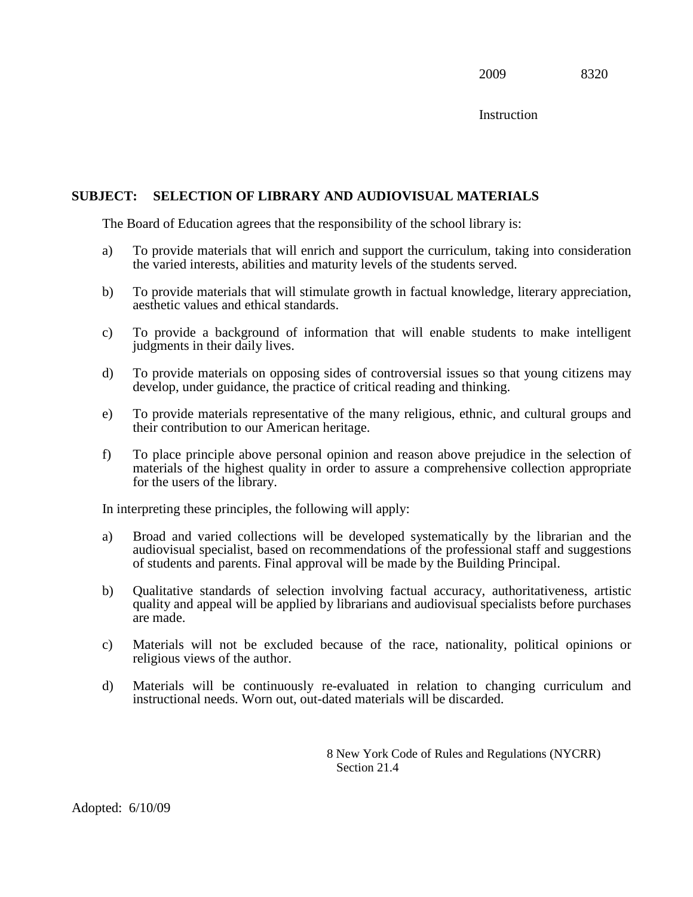2009 8320

Instruction

**SUBJECT: SELECTION OF LIBRARY AND AUDIOVISUAL MATERIALS**

The Board of Education agrees that the responsibility of the school library is:

a) To provide materials that will enrich and support the curriculum, taking into consideration the varied interests, abilities and maturity levels of the students served.

b) To provide materials that will stimulate growth in factual knowledge, literary appreciation, aesthetic values and ethical standards.

c) To provide a background of information that will enable students to make intelligent judgments in their daily lives.

d) To provide materials on opposing sides of controversial issues so that young citizens may develop, under guidance, the practice of critical reading and thinking.

e) To provide materials representative of the many religious, ethnic, and cultural groups and their contribution to our American heritage.

f) To place principle above personal opinion and reason above prejudice in the selection of materials of the highest quality in order to assure a comprehensive collection appropriate for the users of the library.

In interpreting these principles, the following will apply:

a) Broad and varied collections will be developed systematically by the librarian and the audiovisual specialist, based on recommendations of the professional staff and suggestions of students and parents. Final approval will be made by the Building Principal.

b) Qualitative standards of selection involving factual accuracy, authoritativeness, artistic quality and appeal will be applied by librarians and audiovisual specialists before purchases are made.

c) Materials will not be excluded because of the race, nationality, political opinions or religious views of the author.

d) Materials will be continuously re-evaluated in relation to changing curriculum and instructional needs. Worn out, out-dated materials will be discarded.

8 New York Code of Rules and Regulations (NYCRR) Section 21.4

Adopted: 6/10/09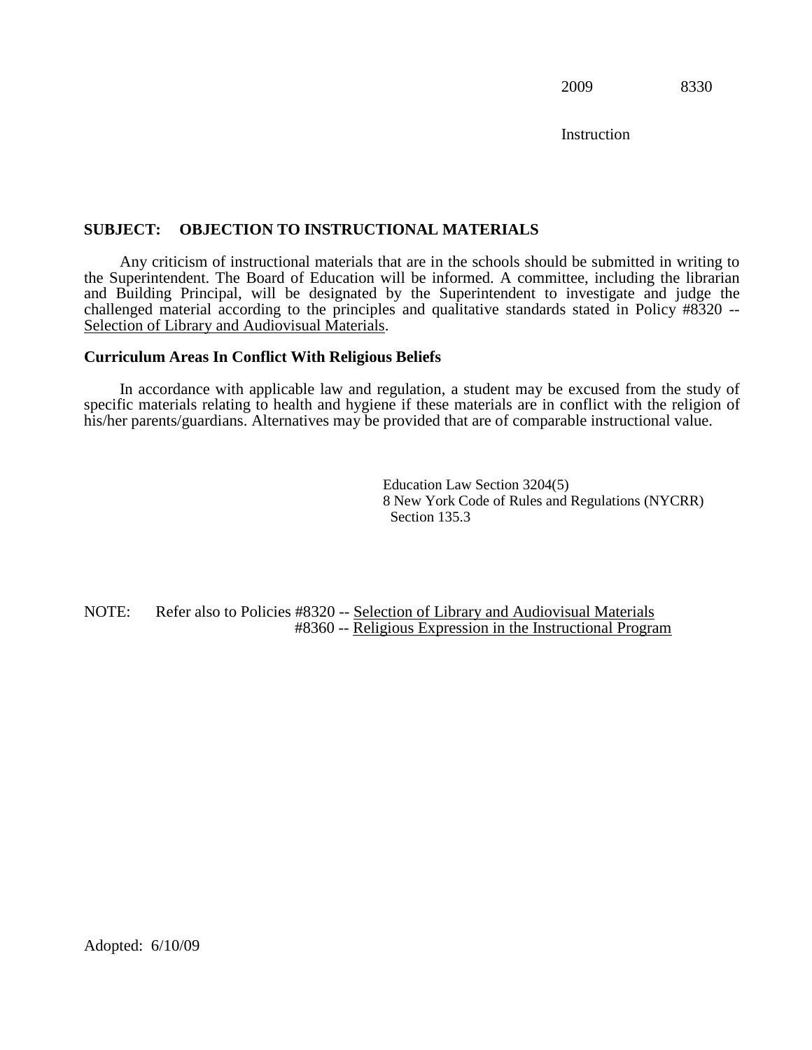2009 8330

Instruction

## SUBJECT: OBJECTION TO INSTRUCTIONAL MATERIALS

Any criticism of instructional materials that are in the schools should be submitted in writing to the Superintendent. The Board of Education will be informed. A committee, including the librarian and Building Principal, will be designated by the Superintendent to investigate and judge the challenged material according to the principles and qualitative standards stated in Policy #8320 -- Selection of Library and Audiovisual Materials.

### Curriculum Areas In Conflict With Religious Beliefs

In accordance with applicable law and regulation, a student may be excused from the study of specific materials relating to health and hygiene if these materials are in conflict with the religion of his/her parents/guardians. Alternatives may be provided that are of comparable instructional value.

Education Law Section 3204(5)
8 New York Code of Rules and Regulations (NYCRR) Section 135.3

NOTE: Refer also to Policies #8320 -- Selection of Library and Audiovisual Materials
#8360 -- Religious Expression in the Instructional Program

Adopted: 6/10/09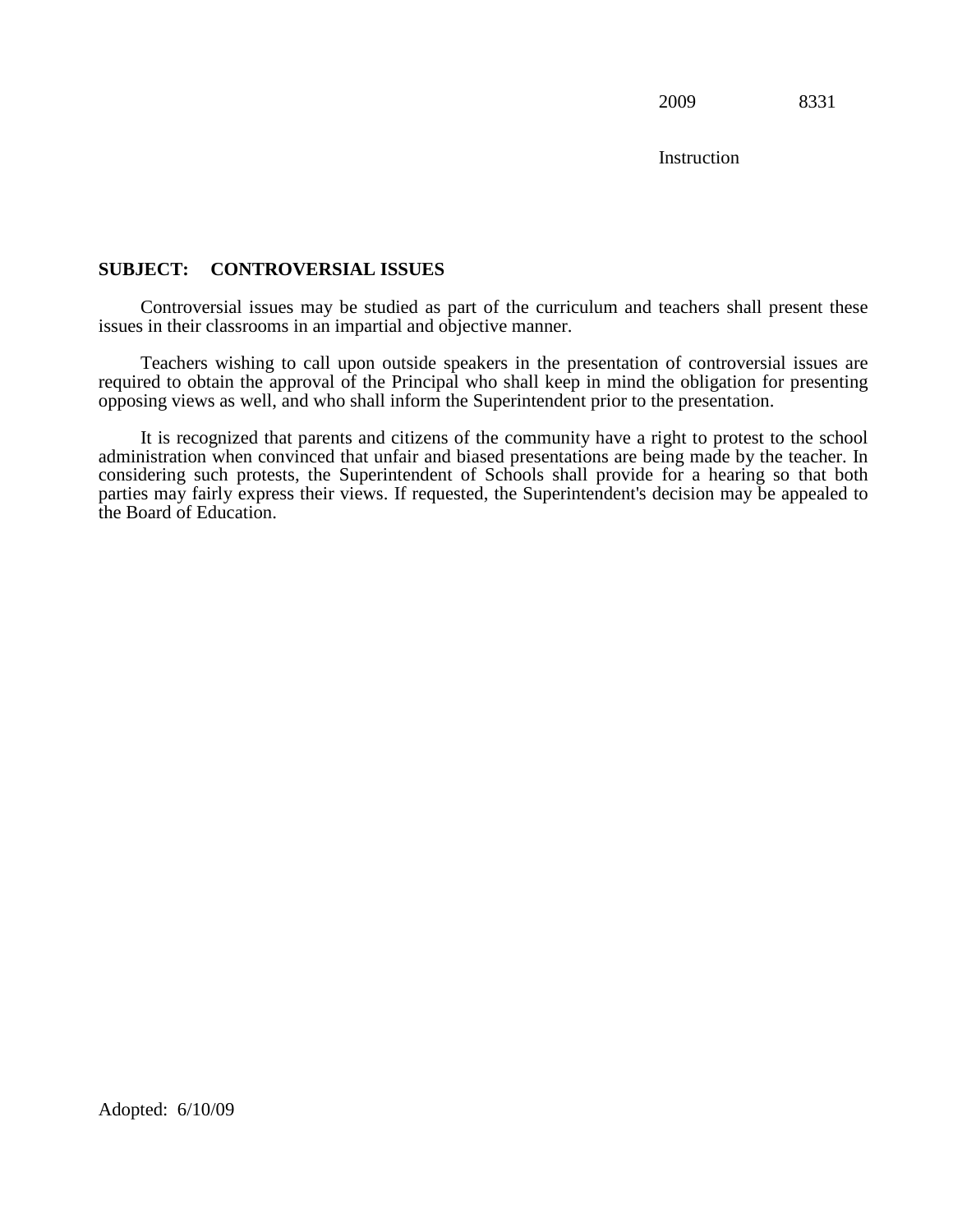2009 8331

Instruction

**SUBJECT: CONTROVERSIAL ISSUES**

Controversial issues may be studied as part of the curriculum and teachers shall present these issues in their classrooms in an impartial and objective manner.

Teachers wishing to call upon outside speakers in the presentation of controversial issues are required to obtain the approval of the Principal who shall keep in mind the obligation for presenting opposing views as well, and who shall inform the Superintendent prior to the presentation.

It is recognized that parents and citizens of the community have a right to protest to the school administration when convinced that unfair and biased presentations are being made by the teacher. In considering such protests, the Superintendent of Schools shall provide for a hearing so that both parties may fairly express their views. If requested, the Superintendent's decision may be appealed to the Board of Education.

Adopted: 6/10/09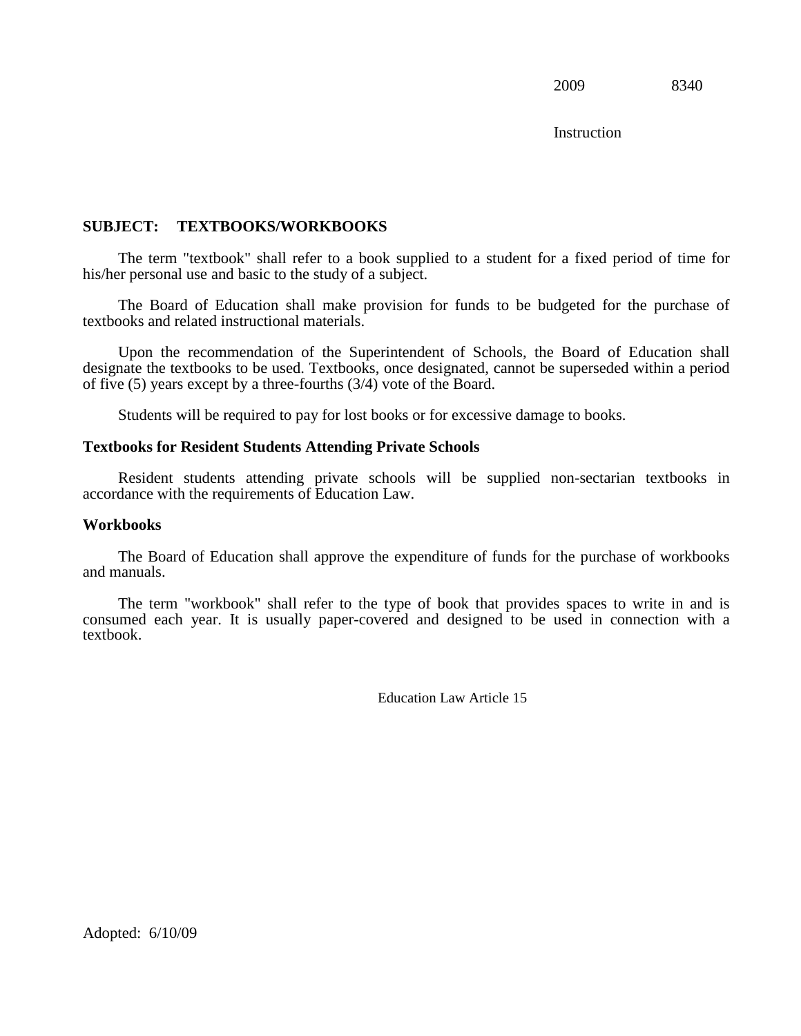2009 8340

Instruction

**SUBJECT: TEXTBOOKS/WORKBOOKS**

The term "textbook" shall refer to a book supplied to a student for a fixed period of time for his/her personal use and basic to the study of a subject.

The Board of Education shall make provision for funds to be budgeted for the purchase of textbooks and related instructional materials.

Upon the recommendation of the Superintendent of Schools, the Board of Education shall designate the textbooks to be used. Textbooks, once designated, cannot be superseded within a period of five (5) years except by a three-fourths (3/4) vote of the Board.

Students will be required to pay for lost books or for excessive damage to books.

**Textbooks for Resident Students Attending Private Schools**

Resident students attending private schools will be supplied non-sectarian textbooks in accordance with the requirements of Education Law.

**Workbooks**

The Board of Education shall approve the expenditure of funds for the purchase of workbooks and manuals.

The term "workbook" shall refer to the type of book that provides spaces to write in and is consumed each year. It is usually paper-covered and designed to be used in connection with a textbook.

Education Law Article 15

Adopted: 6/10/09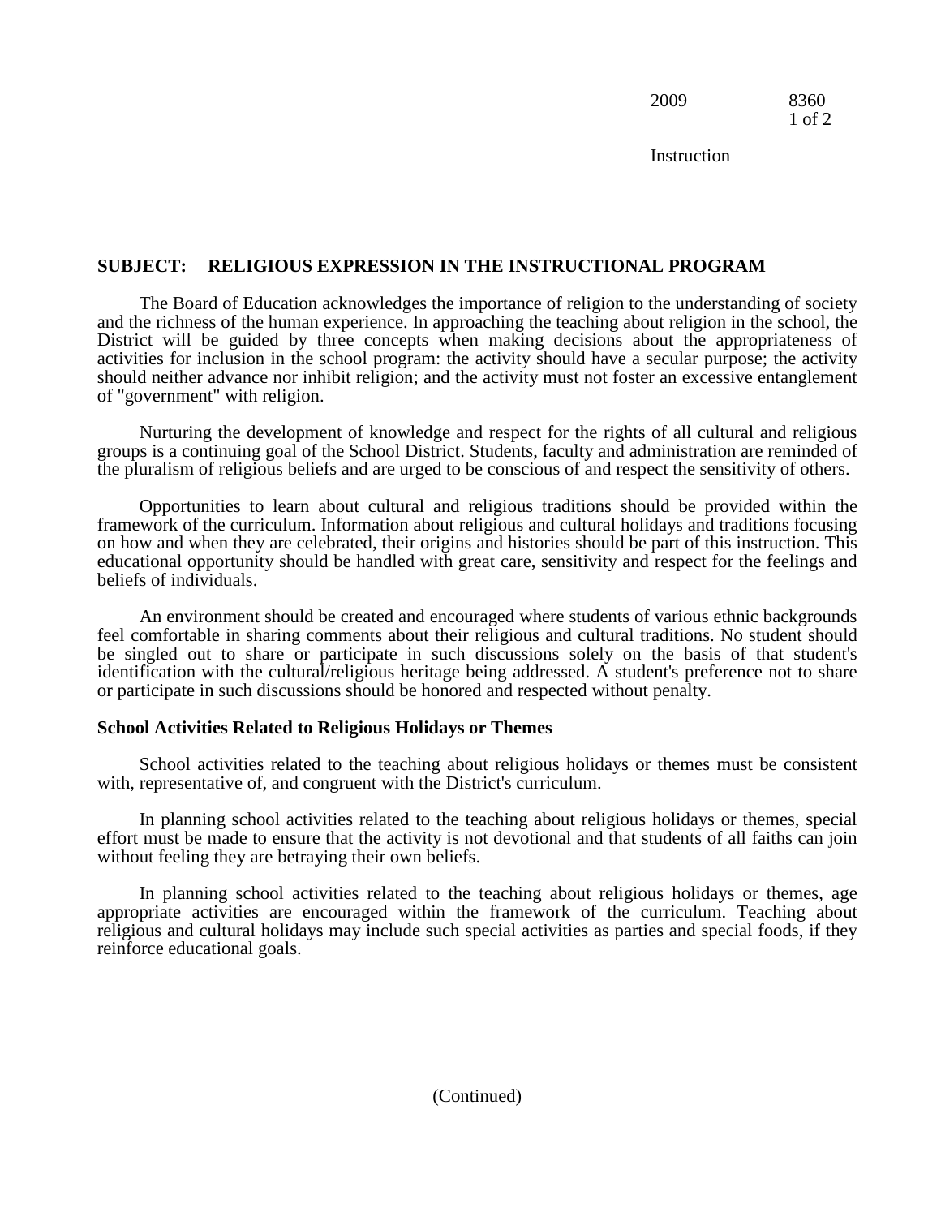## SUBJECT: RELIGIOUS EXPRESSION IN THE INSTRUCTIONAL PROGRAM

The Board of Education acknowledges the importance of religion to the understanding of society and the richness of the human experience. In approaching the teaching about religion in the school, the District will be guided by three concepts when making decisions about the appropriateness of activities for inclusion in the school program: the activity should have a secular purpose; the activity should neither advance nor inhibit religion; and the activity must not foster an excessive entanglement of "government" with religion.

Nurturing the development of knowledge and respect for the rights of all cultural and religious groups is a continuing goal of the School District. Students, faculty and administration are reminded of the pluralism of religious beliefs and are urged to be conscious of and respect the sensitivity of others.

Opportunities to learn about cultural and religious traditions should be provided within the framework of the curriculum. Information about religious and cultural holidays and traditions focusing on how and when they are celebrated, their origins and histories should be part of this instruction. This educational opportunity should be handled with great care, sensitivity and respect for the feelings and beliefs of individuals.

An environment should be created and encouraged where students of various ethnic backgrounds feel comfortable in sharing comments about their religious and cultural traditions. No student should be singled out to share or participate in such discussions solely on the basis of that student's identification with the cultural/religious heritage being addressed. A student's preference not to share or participate in such discussions should be honored and respected without penalty.

### School Activities Related to Religious Holidays or Themes

School activities related to the teaching about religious holidays or themes must be consistent with, representative of, and congruent with the District's curriculum.

In planning school activities related to the teaching about religious holidays or themes, special effort must be made to ensure that the activity is not devotional and that students of all faiths can join without feeling they are betraying their own beliefs.

In planning school activities related to the teaching about religious holidays or themes, age appropriate activities are encouraged within the framework of the curriculum. Teaching about religious and cultural holidays may include such special activities as parties and special foods, if they reinforce educational goals.

(Continued)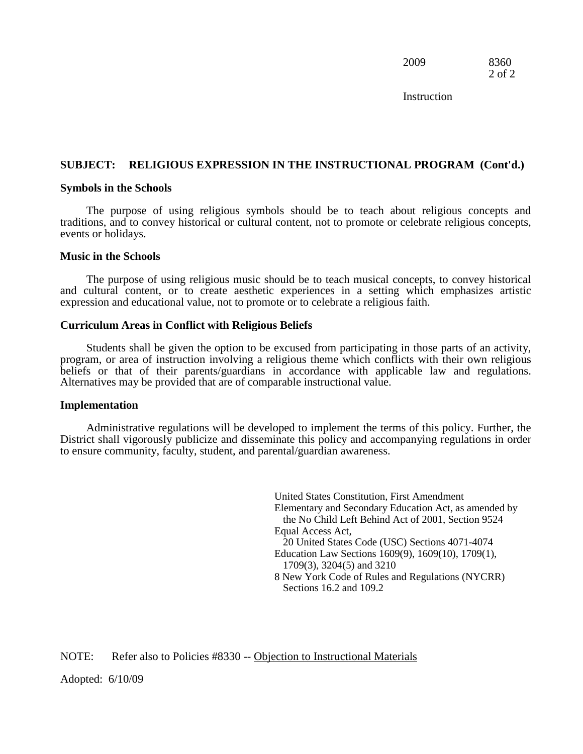## SUBJECT: RELIGIOUS EXPRESSION IN THE INSTRUCTIONAL PROGRAM (Cont'd.)

**Symbols in the Schools**

The purpose of using religious symbols should be to teach about religious concepts and traditions, and to convey historical or cultural content, not to promote or celebrate religious concepts, events or holidays.

**Music in the Schools**

The purpose of using religious music should be to teach musical concepts, to convey historical and cultural content, or to create aesthetic experiences in a setting which emphasizes artistic expression and educational value, not to promote or to celebrate a religious faith.

**Curriculum Areas in Conflict with Religious Beliefs**

Students shall be given the option to be excused from participating in those parts of an activity, program, or area of instruction involving a religious theme which conflicts with their own religious beliefs or that of their parents/guardians in accordance with applicable law and regulations. Alternatives may be provided that are of comparable instructional value.

**Implementation**

Administrative regulations will be developed to implement the terms of this policy. Further, the District shall vigorously publicize and disseminate this policy and accompanying regulations in order to ensure community, faculty, student, and parental/guardian awareness.

United States Constitution, First Amendment
Elementary and Secondary Education Act, as amended by the No Child Left Behind Act of 2001, Section 9524
Equal Access Act, 20 United States Code (USC) Sections 4071-4074
Education Law Sections 1609(9), 1609(10), 1709(1), 1709(3), 3204(5) and 3210
8 New York Code of Rules and Regulations (NYCRR) Sections 16.2 and 109.2

NOTE: Refer also to Policies #8330 -- Objection to Instructional Materials

Adopted: 6/10/09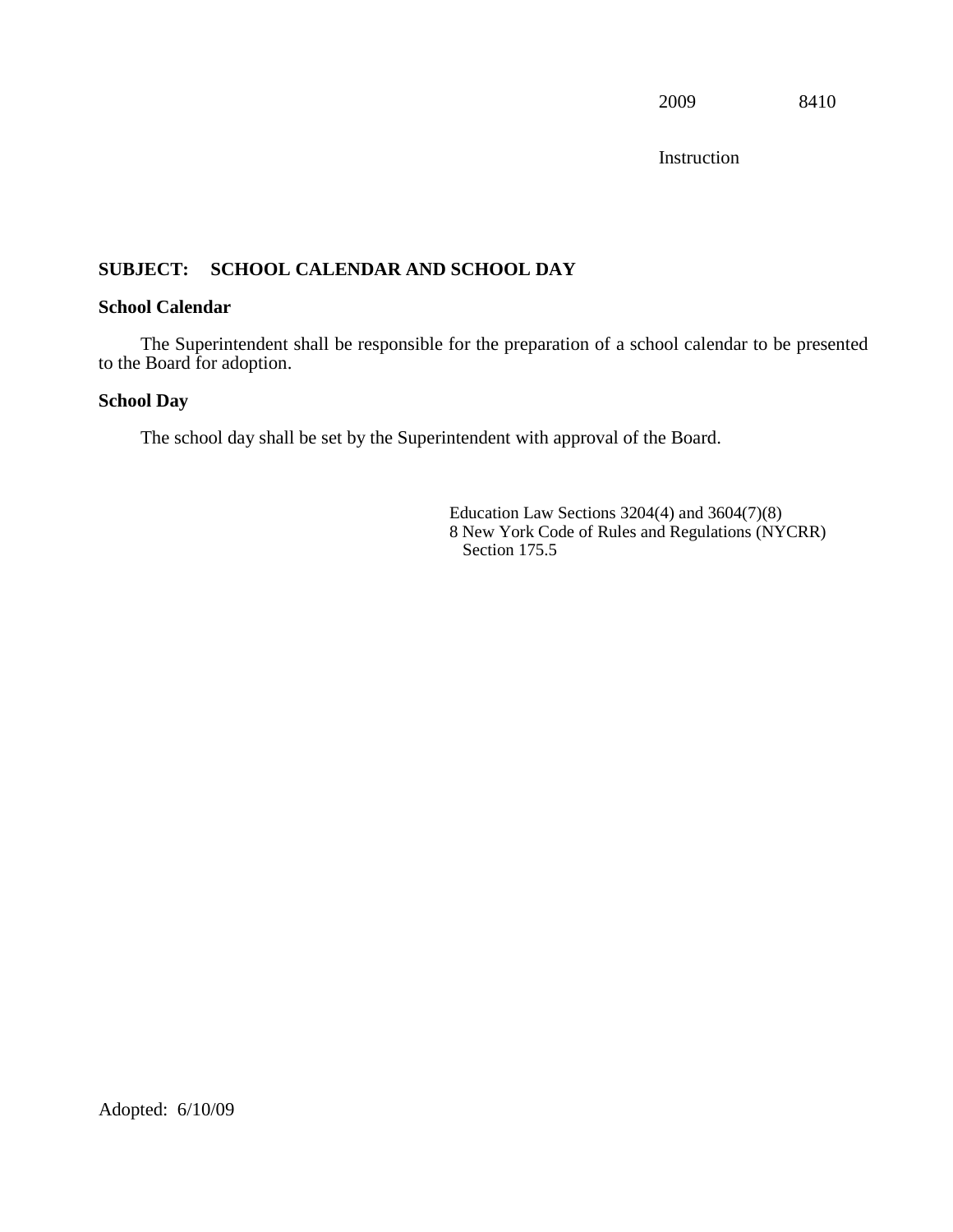2009 8410

Instruction

**SUBJECT: SCHOOL CALENDAR AND SCHOOL DAY**

**School Calendar**

The Superintendent shall be responsible for the preparation of a school calendar to be presented to the Board for adoption.

**School Day**

The school day shall be set by the Superintendent with approval of the Board.

Education Law Sections 3204(4) and 3604(7)(8)
8 New York Code of Rules and Regulations (NYCRR) Section 175.5

Adopted: 6/10/09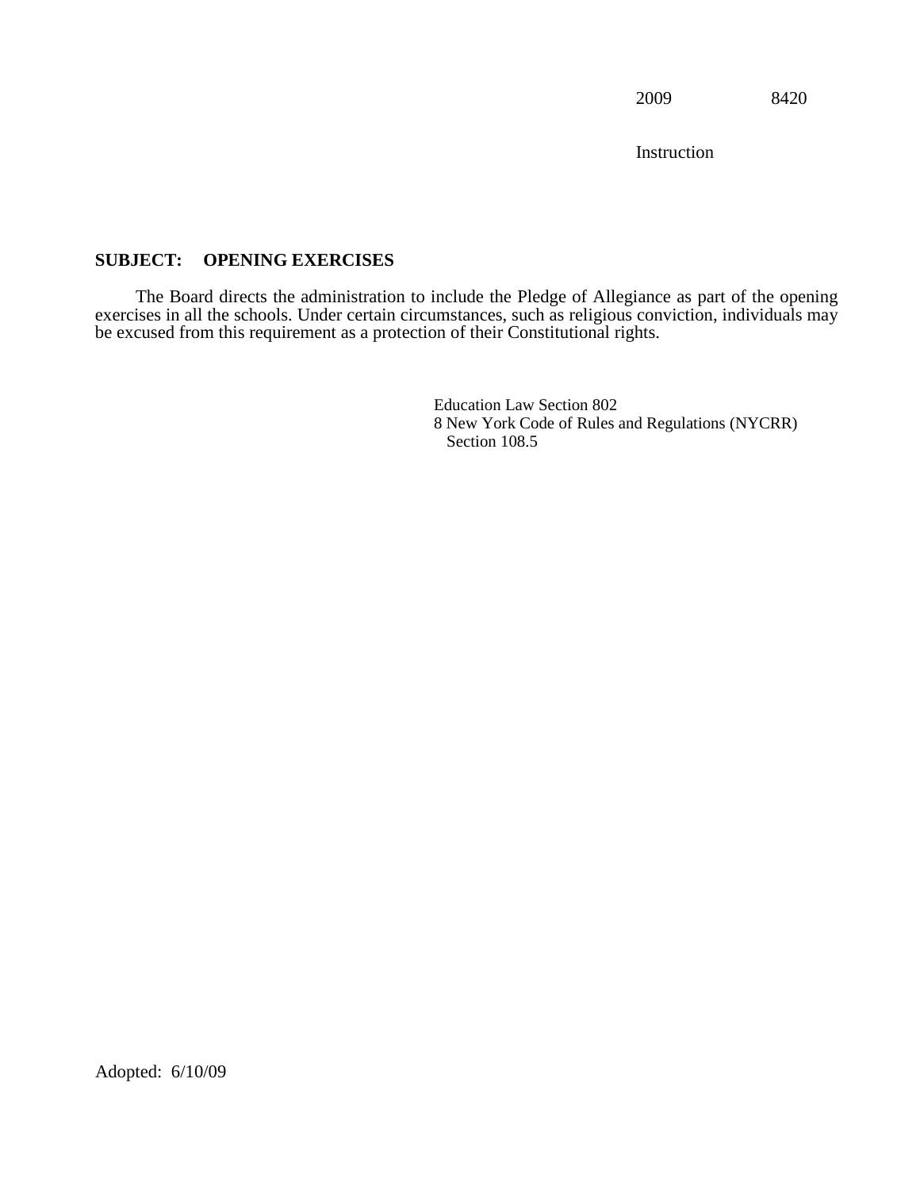2009 8420

Instruction

**SUBJECT: OPENING EXERCISES**

The Board directs the administration to include the Pledge of Allegiance as part of the opening exercises in all the schools. Under certain circumstances, such as religious conviction, individuals may be excused from this requirement as a protection of their Constitutional rights.

Education Law Section 802
8 New York Code of Rules and Regulations (NYCRR) Section 108.5

Adopted: 6/10/09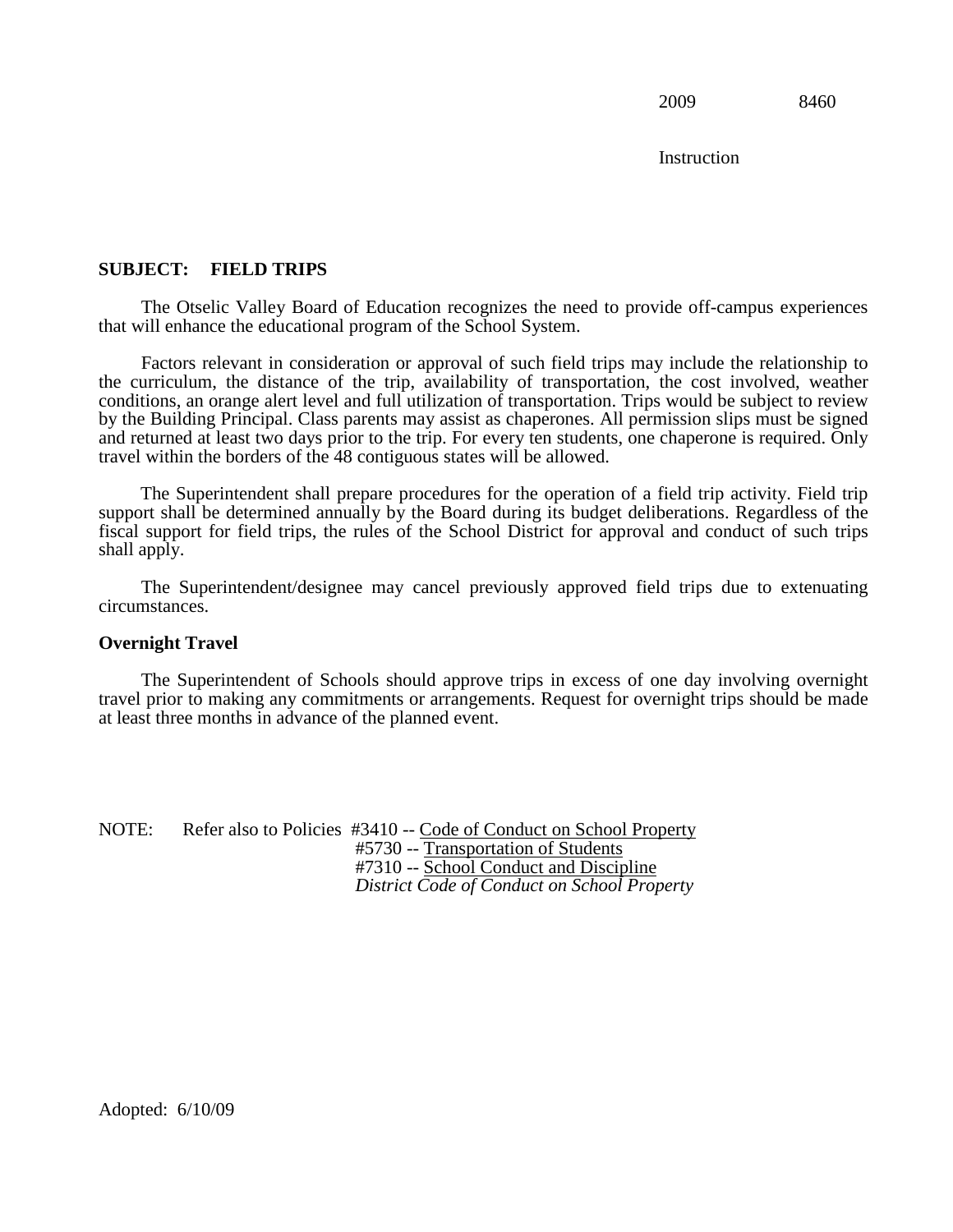2009 8460

Instruction

**SUBJECT: FIELD TRIPS**

The Otselic Valley Board of Education recognizes the need to provide off-campus experiences that will enhance the educational program of the School System.

Factors relevant in consideration or approval of such field trips may include the relationship to the curriculum, the distance of the trip, availability of transportation, the cost involved, weather conditions, an orange alert level and full utilization of transportation. Trips would be subject to review by the Building Principal. Class parents may assist as chaperones. All permission slips must be signed and returned at least two days prior to the trip. For every ten students, one chaperone is required. Only travel within the borders of the 48 contiguous states will be allowed.

The Superintendent shall prepare procedures for the operation of a field trip activity. Field trip support shall be determined annually by the Board during its budget deliberations. Regardless of the fiscal support for field trips, the rules of the School District for approval and conduct of such trips shall apply.

The Superintendent/designee may cancel previously approved field trips due to extenuating circumstances.

**Overnight Travel**

The Superintendent of Schools should approve trips in excess of one day involving overnight travel prior to making any commitments or arrangements. Request for overnight trips should be made at least three months in advance of the planned event.

NOTE: Refer also to Policies #3410 -- Code of Conduct on School Property
#5730 -- Transportation of Students
#7310 -- School Conduct and Discipline
*District Code of Conduct on School Property*

Adopted: 6/10/09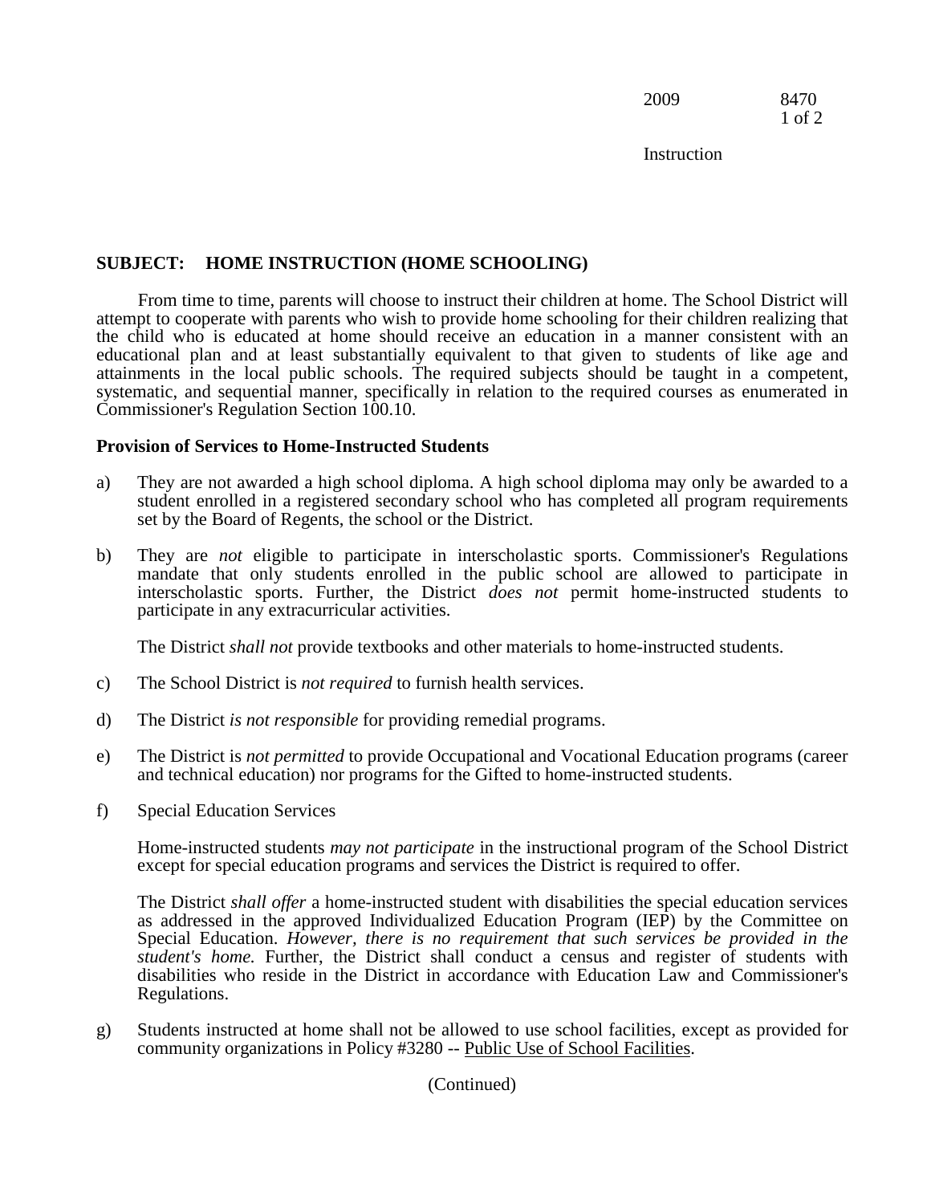## SUBJECT: HOME INSTRUCTION (HOME SCHOOLING)

From time to time, parents will choose to instruct their children at home. The School District will attempt to cooperate with parents who wish to provide home schooling for their children realizing that the child who is educated at home should receive an education in a manner consistent with an educational plan and at least substantially equivalent to that given to students of like age and attainments in the local public schools. The required subjects should be taught in a competent, systematic, and sequential manner, specifically in relation to the required courses as enumerated in Commissioner's Regulation Section 100.10.

**Provision of Services to Home-Instructed Students**

a) They are not awarded a high school diploma. A high school diploma may only be awarded to a student enrolled in a registered secondary school who has completed all program requirements set by the Board of Regents, the school or the District.

b) They are *not* eligible to participate in interscholastic sports. Commissioner's Regulations mandate that only students enrolled in the public school are allowed to participate in interscholastic sports. Further, the District *does not* permit home-instructed students to participate in any extracurricular activities.

   The District *shall not* provide textbooks and other materials to home-instructed students.

c) The School District is *not required* to furnish health services.

d) The District *is not responsible* for providing remedial programs.

e) The District is *not permitted* to provide Occupational and Vocational Education programs (career and technical education) nor programs for the Gifted to home-instructed students.

f) Special Education Services

   Home-instructed students *may not participate* in the instructional program of the School District except for special education programs and services the District is required to offer.

   The District *shall offer* a home-instructed student with disabilities the special education services as addressed in the approved Individualized Education Program (IEP) by the Committee on Special Education. *However, there is no requirement that such services be provided in the student's home.* Further, the District shall conduct a census and register of students with disabilities who reside in the District in accordance with Education Law and Commissioner's Regulations.

g) Students instructed at home shall not be allowed to use school facilities, except as provided for community organizations in Policy #3280 -- Public Use of School Facilities.

(Continued)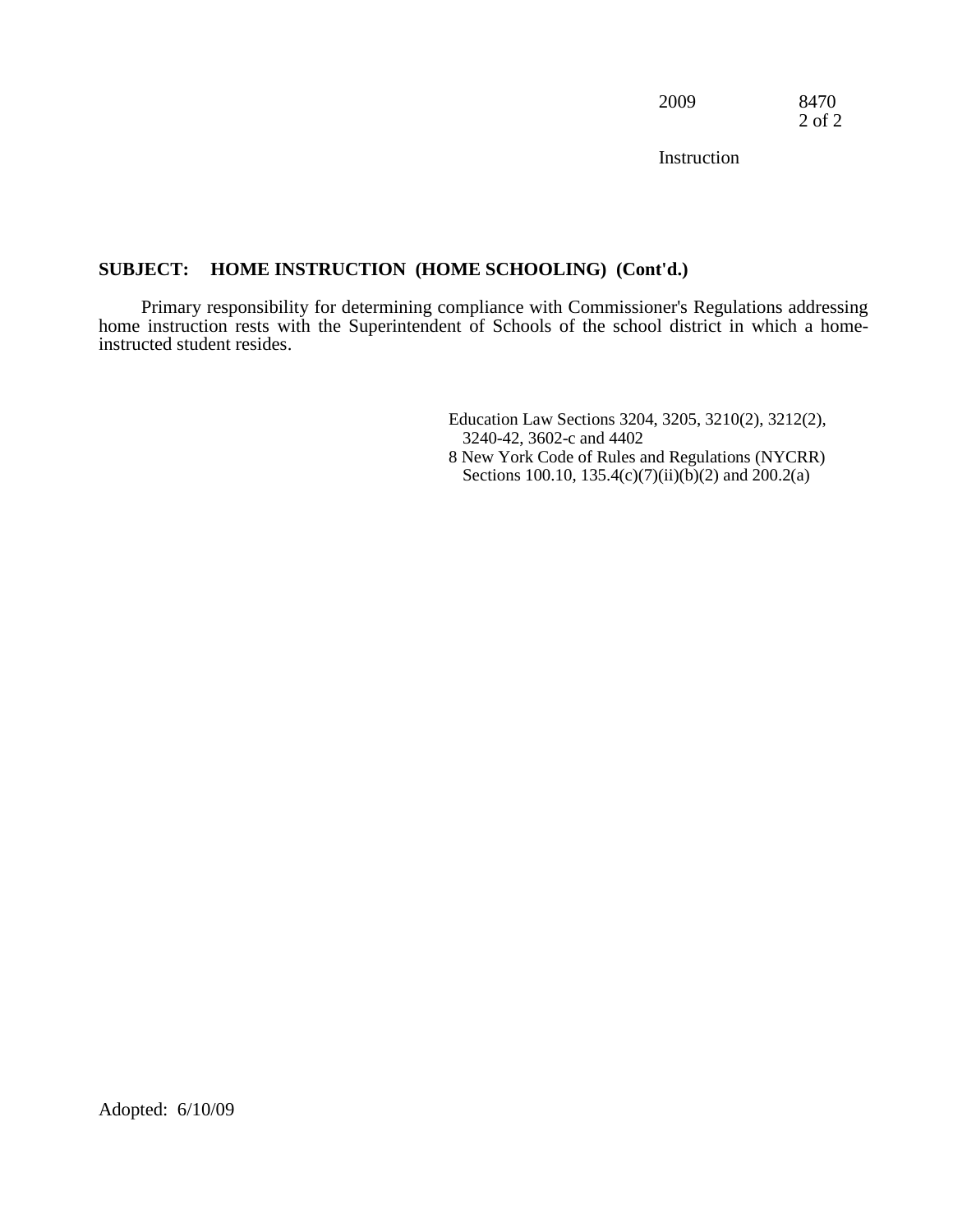**SUBJECT: HOME INSTRUCTION (HOME SCHOOLING) (Cont'd.)**

Primary responsibility for determining compliance with Commissioner's Regulations addressing home instruction rests with the Superintendent of Schools of the school district in which a home-instructed student resides.

Education Law Sections 3204, 3205, 3210(2), 3212(2), 3240-42, 3602-c and 4402
8 New York Code of Rules and Regulations (NYCRR) Sections 100.10, 135.4(c)(7)(ii)(b)(2) and 200.2(a)

Adopted: 6/10/09